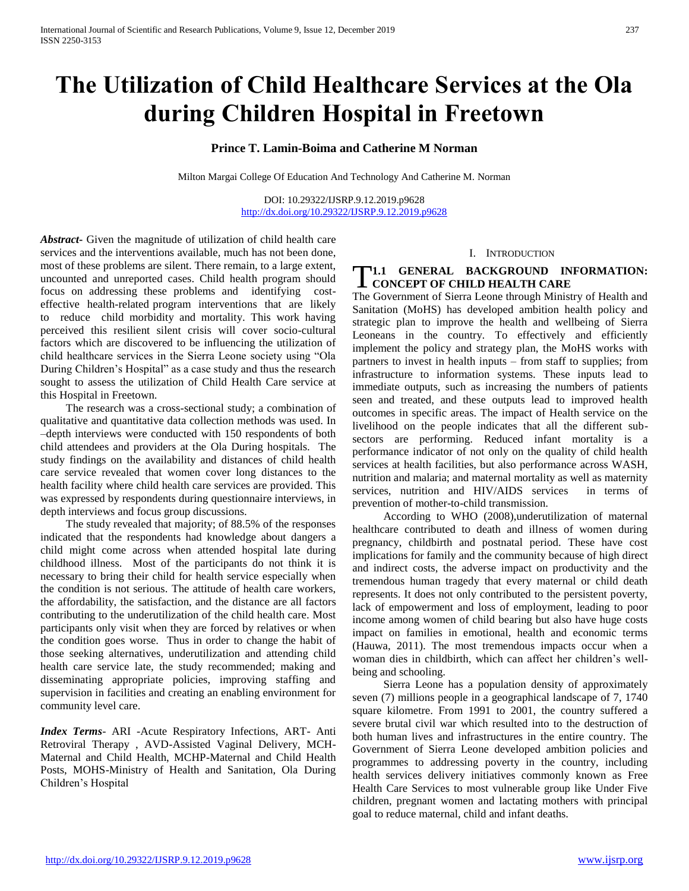# The Utilization of Child Healthcare Services at the Ola during Children Hospital in Freetown

**Prince T. Lamin-Boima and Catherine M Norman**

Milton Margai College Of Education And Technology And Catherine M. Norman

DOI: 10.29322/IJSRP.9.12.2019.p9628
http://dx.doi.org/10.29322/IJSRP.9.12.2019.p9628

***Abstract-*** Given the magnitude of utilization of child health care services and the interventions available, much has not been done, most of these problems are silent. There remain, to a large extent, uncounted and unreported cases. Child health program should focus on addressing these problems and identifying cost-effective health-related program interventions that are likely to reduce child morbidity and mortality. This work having perceived this resilient silent crisis will cover socio-cultural factors which are discovered to be influencing the utilization of child healthcare services in the Sierra Leone society using "Ola During Children's Hospital" as a case study and thus the research sought to assess the utilization of Child Health Care service at this Hospital in Freetown.

The research was a cross-sectional study; a combination of qualitative and quantitative data collection methods was used. In –depth interviews were conducted with 150 respondents of both child attendees and providers at the Ola During hospitals. The study findings on the availability and distances of child health care service revealed that women cover long distances to the health facility where child health care services are provided. This was expressed by respondents during questionnaire interviews, in depth interviews and focus group discussions.

The study revealed that majority; of 88.5% of the responses indicated that the respondents had knowledge about dangers a child might come across when attended hospital late during childhood illness. Most of the participants do not think it is necessary to bring their child for health service especially when the condition is not serious. The attitude of health care workers, the affordability, the satisfaction, and the distance are all factors contributing to the underutilization of the child health care. Most participants only visit when they are forced by relatives or when the condition goes worse. Thus in order to change the habit of those seeking alternatives, underutilization and attending child health care service late, the study recommended; making and disseminating appropriate policies, improving staffing and supervision in facilities and creating an enabling environment for community level care.

***Index Terms-*** ARI -Acute Respiratory Infections, ART- Anti Retroviral Therapy , AVD-Assisted Vaginal Delivery, MCH-Maternal and Child Health, MCHP-Maternal and Child Health Posts, MOHS-Ministry of Health and Sanitation, Ola During Children's Hospital

## I. Introduction

### 1.1 General Background Information: Concept of Child Health Care

The Government of Sierra Leone through Ministry of Health and Sanitation (MoHS) has developed ambition health policy and strategic plan to improve the health and wellbeing of Sierra Leoneans in the country. To effectively and efficiently implement the policy and strategy plan, the MoHS works with partners to invest in health inputs – from staff to supplies; from infrastructure to information systems. These inputs lead to immediate outputs, such as increasing the numbers of patients seen and treated, and these outputs lead to improved health outcomes in specific areas. The impact of Health service on the livelihood on the people indicates that all the different sub-sectors are performing. Reduced infant mortality is a performance indicator of not only on the quality of child health services at health facilities, but also performance across WASH, nutrition and malaria; and maternal mortality as well as maternity services, nutrition and HIV/AIDS services in terms of prevention of mother-to-child transmission.

According to WHO (2008),underutilization of maternal healthcare contributed to death and illness of women during pregnancy, childbirth and postnatal period. These have cost implications for family and the community because of high direct and indirect costs, the adverse impact on productivity and the tremendous human tragedy that every maternal or child death represents. It does not only contributed to the persistent poverty, lack of empowerment and loss of employment, leading to poor income among women of child bearing but also have huge costs impact on families in emotional, health and economic terms (Hauwa, 2011). The most tremendous impacts occur when a woman dies in childbirth, which can affect her children's well-being and schooling.

Sierra Leone has a population density of approximately seven (7) millions people in a geographical landscape of 7, 1740 square kilometre. From 1991 to 2001, the country suffered a severe brutal civil war which resulted into to the destruction of both human lives and infrastructures in the entire country. The Government of Sierra Leone developed ambition policies and programmes to addressing poverty in the country, including health services delivery initiatives commonly known as Free Health Care Services to most vulnerable group like Under Five children, pregnant women and lactating mothers with principal goal to reduce maternal, child and infant deaths.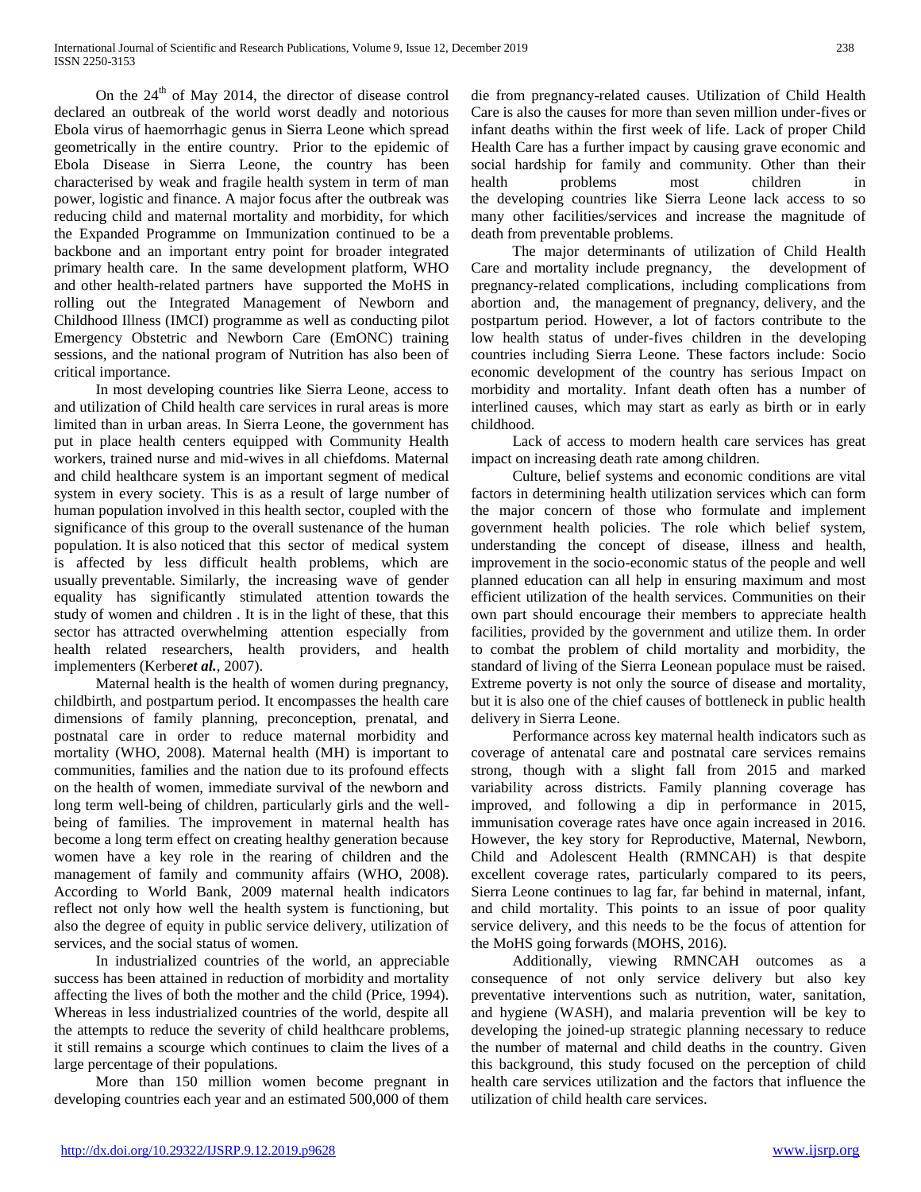On the 24th of May 2014, the director of disease control declared an outbreak of the world worst deadly and notorious Ebola virus of haemorrhagic genus in Sierra Leone which spread geometrically in the entire country. Prior to the epidemic of Ebola Disease in Sierra Leone, the country has been characterised by weak and fragile health system in term of man power, logistic and finance. A major focus after the outbreak was reducing child and maternal mortality and morbidity, for which the Expanded Programme on Immunization continued to be a backbone and an important entry point for broader integrated primary health care. In the same development platform, WHO and other health-related partners have supported the MoHS in rolling out the Integrated Management of Newborn and Childhood Illness (IMCI) programme as well as conducting pilot Emergency Obstetric and Newborn Care (EmONC) training sessions, and the national program of Nutrition has also been of critical importance.

In most developing countries like Sierra Leone, access to and utilization of Child health care services in rural areas is more limited than in urban areas. In Sierra Leone, the government has put in place health centers equipped with Community Health workers, trained nurse and mid-wives in all chiefdoms. Maternal and child healthcare system is an important segment of medical system in every society. This is as a result of large number of human population involved in this health sector, coupled with the significance of this group to the overall sustenance of the human population. It is also noticed that this sector of medical system is affected by less difficult health problems, which are usually preventable. Similarly, the increasing wave of gender equality has significantly stimulated attention towards the study of women and children . It is in the light of these, that this sector has attracted overwhelming attention especially from health related researchers, health providers, and health implementers (Kerber***et al.***, 2007).

Maternal health is the health of women during pregnancy, childbirth, and postpartum period. It encompasses the health care dimensions of family planning, preconception, prenatal, and postnatal care in order to reduce maternal morbidity and mortality (WHO, 2008). Maternal health (MH) is important to communities, families and the nation due to its profound effects on the health of women, immediate survival of the newborn and long term well-being of children, particularly girls and the well-being of families. The improvement in maternal health has become a long term effect on creating healthy generation because women have a key role in the rearing of children and the management of family and community affairs (WHO, 2008). According to World Bank, 2009 maternal health indicators reflect not only how well the health system is functioning, but also the degree of equity in public service delivery, utilization of services, and the social status of women.

In industrialized countries of the world, an appreciable success has been attained in reduction of morbidity and mortality affecting the lives of both the mother and the child (Price, 1994). Whereas in less industrialized countries of the world, despite all the attempts to reduce the severity of child healthcare problems, it still remains a scourge which continues to claim the lives of a large percentage of their populations.

More than 150 million women become pregnant in developing countries each year and an estimated 500,000 of them die from pregnancy-related causes. Utilization of Child Health Care is also the causes for more than seven million under-fives or infant deaths within the first week of life. Lack of proper Child Health Care has a further impact by causing grave economic and social hardship for family and community. Other than their health problems most children in the developing countries like Sierra Leone lack access to so many other facilities/services and increase the magnitude of death from preventable problems.

The major determinants of utilization of Child Health Care and mortality include pregnancy, the development of pregnancy-related complications, including complications from abortion and, the management of pregnancy, delivery, and the postpartum period. However, a lot of factors contribute to the low health status of under-fives children in the developing countries including Sierra Leone. These factors include: Socio economic development of the country has serious Impact on morbidity and mortality. Infant death often has a number of interlined causes, which may start as early as birth or in early childhood.

Lack of access to modern health care services has great impact on increasing death rate among children.

Culture, belief systems and economic conditions are vital factors in determining health utilization services which can form the major concern of those who formulate and implement government health policies. The role which belief system, understanding the concept of disease, illness and health, improvement in the socio-economic status of the people and well planned education can all help in ensuring maximum and most efficient utilization of the health services. Communities on their own part should encourage their members to appreciate health facilities, provided by the government and utilize them. In order to combat the problem of child mortality and morbidity, the standard of living of the Sierra Leonean populace must be raised. Extreme poverty is not only the source of disease and mortality, but it is also one of the chief causes of bottleneck in public health delivery in Sierra Leone.

Performance across key maternal health indicators such as coverage of antenatal care and postnatal care services remains strong, though with a slight fall from 2015 and marked variability across districts. Family planning coverage has improved, and following a dip in performance in 2015, immunisation coverage rates have once again increased in 2016. However, the key story for Reproductive, Maternal, Newborn, Child and Adolescent Health (RMNCAH) is that despite excellent coverage rates, particularly compared to its peers, Sierra Leone continues to lag far, far behind in maternal, infant, and child mortality. This points to an issue of poor quality service delivery, and this needs to be the focus of attention for the MoHS going forwards (MOHS, 2016).

Additionally, viewing RMNCAH outcomes as a consequence of not only service delivery but also key preventative interventions such as nutrition, water, sanitation, and hygiene (WASH), and malaria prevention will be key to developing the joined-up strategic planning necessary to reduce the number of maternal and child deaths in the country. Given this background, this study focused on the perception of child health care services utilization and the factors that influence the utilization of child health care services.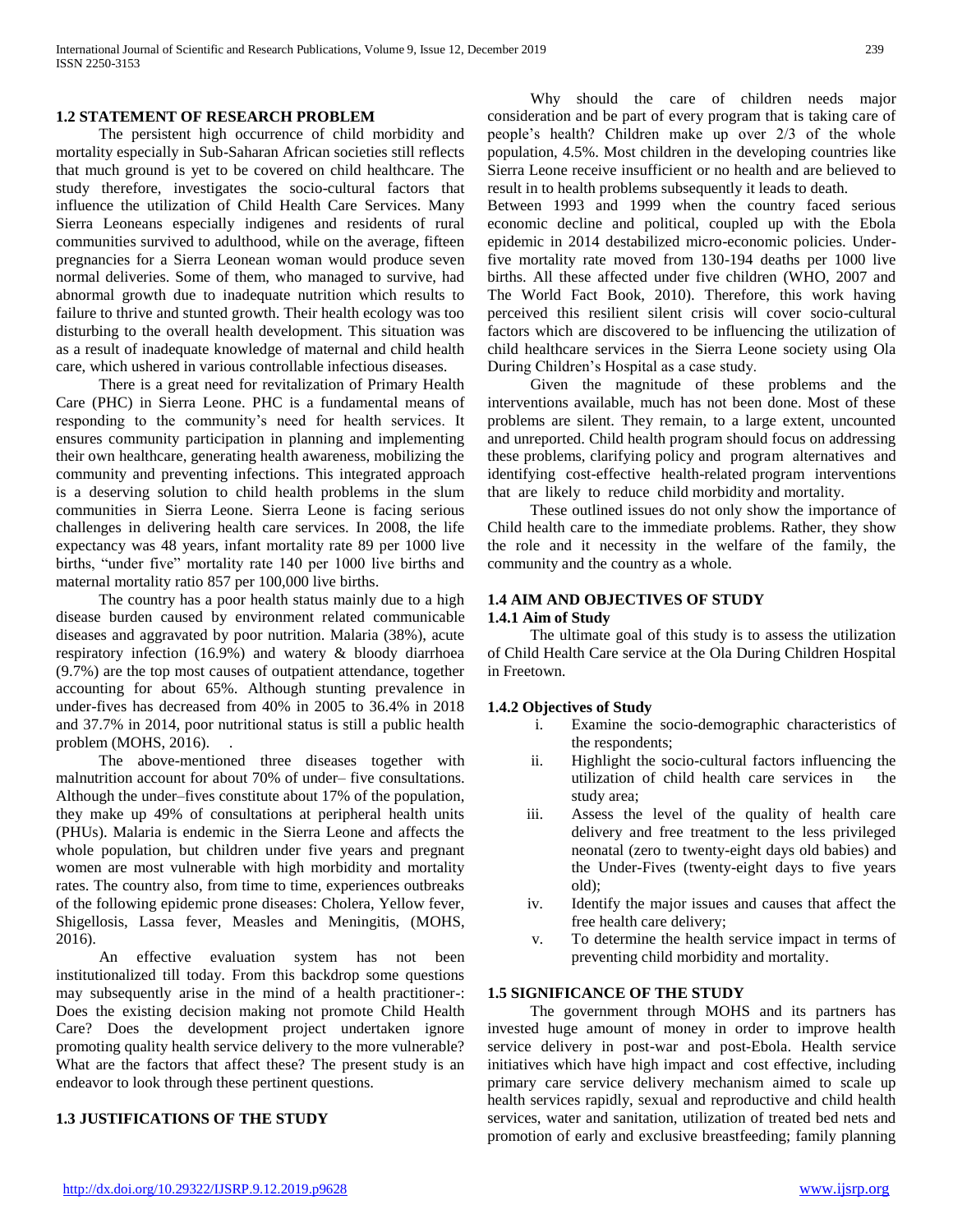### 1.2 STATEMENT OF RESEARCH PROBLEM

The persistent high occurrence of child morbidity and mortality especially in Sub-Saharan African societies still reflects that much ground is yet to be covered on child healthcare. The study therefore, investigates the socio-cultural factors that influence the utilization of Child Health Care Services. Many Sierra Leoneans especially indigenes and residents of rural communities survived to adulthood, while on the average, fifteen pregnancies for a Sierra Leonean woman would produce seven normal deliveries. Some of them, who managed to survive, had abnormal growth due to inadequate nutrition which results to failure to thrive and stunted growth. Their health ecology was too disturbing to the overall health development. This situation was as a result of inadequate knowledge of maternal and child health care, which ushered in various controllable infectious diseases.

There is a great need for revitalization of Primary Health Care (PHC) in Sierra Leone. PHC is a fundamental means of responding to the community's need for health services. It ensures community participation in planning and implementing their own healthcare, generating health awareness, mobilizing the community and preventing infections. This integrated approach is a deserving solution to child health problems in the slum communities in Sierra Leone. Sierra Leone is facing serious challenges in delivering health care services. In 2008, the life expectancy was 48 years, infant mortality rate 89 per 1000 live births, "under five" mortality rate 140 per 1000 live births and maternal mortality ratio 857 per 100,000 live births.

The country has a poor health status mainly due to a high disease burden caused by environment related communicable diseases and aggravated by poor nutrition. Malaria (38%), acute respiratory infection (16.9%) and watery & bloody diarrhoea (9.7%) are the top most causes of outpatient attendance, together accounting for about 65%. Although stunting prevalence in under-fives has decreased from 40% in 2005 to 36.4% in 2018 and 37.7% in 2014, poor nutritional status is still a public health problem (MOHS, 2016).

The above-mentioned three diseases together with malnutrition account for about 70% of under– five consultations. Although the under–fives constitute about 17% of the population, they make up 49% of consultations at peripheral health units (PHUs). Malaria is endemic in the Sierra Leone and affects the whole population, but children under five years and pregnant women are most vulnerable with high morbidity and mortality rates. The country also, from time to time, experiences outbreaks of the following epidemic prone diseases: Cholera, Yellow fever, Shigellosis, Lassa fever, Measles and Meningitis, (MOHS, 2016).

An effective evaluation system has not been institutionalized till today. From this backdrop some questions may subsequently arise in the mind of a health practitioner-: Does the existing decision making not promote Child Health Care? Does the development project undertaken ignore promoting quality health service delivery to the more vulnerable? What are the factors that affect these? The present study is an endeavor to look through these pertinent questions.

### 1.3 JUSTIFICATIONS OF THE STUDY

Why should the care of children needs major consideration and be part of every program that is taking care of people's health? Children make up over 2/3 of the whole population, 4.5%. Most children in the developing countries like Sierra Leone receive insufficient or no health and are believed to result in to health problems subsequently it leads to death.
Between 1993 and 1999 when the country faced serious economic decline and political, coupled up with the Ebola epidemic in 2014 destabilized micro-economic policies. Under-five mortality rate moved from 130-194 deaths per 1000 live births. All these affected under five children (WHO, 2007 and The World Fact Book, 2010). Therefore, this work having perceived this resilient silent crisis will cover socio-cultural factors which are discovered to be influencing the utilization of child healthcare services in the Sierra Leone society using Ola During Children's Hospital as a case study.

Given the magnitude of these problems and the interventions available, much has not been done. Most of these problems are silent. They remain, to a large extent, uncounted and unreported. Child health program should focus on addressing these problems, clarifying policy and program alternatives and identifying cost-effective health-related program interventions that are likely to reduce child morbidity and mortality.

These outlined issues do not only show the importance of Child health care to the immediate problems. Rather, they show the role and it necessity in the welfare of the family, the community and the country as a whole.

### 1.4 AIM AND OBJECTIVES OF STUDY

#### 1.4.1 Aim of Study

The ultimate goal of this study is to assess the utilization of Child Health Care service at the Ola During Children Hospital in Freetown.

#### 1.4.2 Objectives of Study

i. Examine the socio-demographic characteristics of the respondents;
ii. Highlight the socio-cultural factors influencing the utilization of child health care services in the study area;
iii. Assess the level of the quality of health care delivery and free treatment to the less privileged neonatal (zero to twenty-eight days old babies) and the Under-Fives (twenty-eight days to five years old);
iv. Identify the major issues and causes that affect the free health care delivery;
v. To determine the health service impact in terms of preventing child morbidity and mortality.

### 1.5 SIGNIFICANCE OF THE STUDY

The government through MOHS and its partners has invested huge amount of money in order to improve health service delivery in post-war and post-Ebola. Health service initiatives which have high impact and cost effective, including primary care service delivery mechanism aimed to scale up health services rapidly, sexual and reproductive and child health services, water and sanitation, utilization of treated bed nets and promotion of early and exclusive breastfeeding; family planning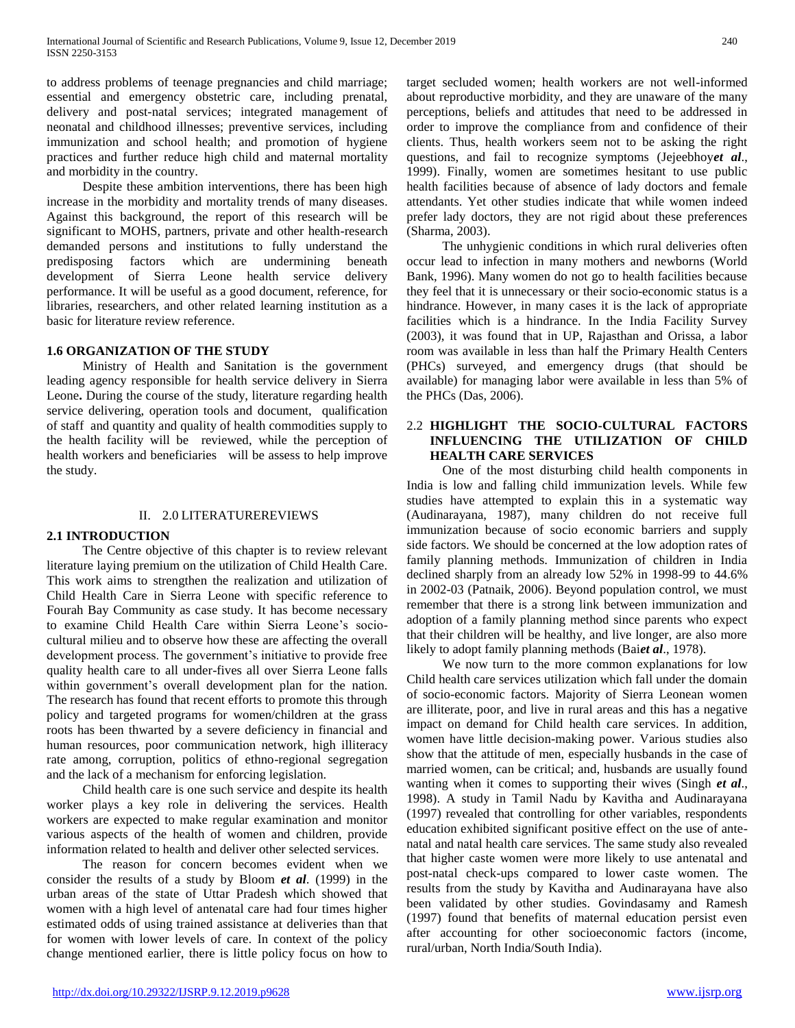to address problems of teenage pregnancies and child marriage; essential and emergency obstetric care, including prenatal, delivery and post-natal services; integrated management of neonatal and childhood illnesses; preventive services, including immunization and school health; and promotion of hygiene practices and further reduce high child and maternal mortality and morbidity in the country.

Despite these ambition interventions, there has been high increase in the morbidity and mortality trends of many diseases. Against this background, the report of this research will be significant to MOHS, partners, private and other health-research demanded persons and institutions to fully understand the predisposing factors which are undermining beneath development of Sierra Leone health service delivery performance. It will be useful as a good document, reference, for libraries, researchers, and other related learning institution as a basic for literature review reference.

### 1.6 ORGANIZATION OF THE STUDY

Ministry of Health and Sanitation is the government leading agency responsible for health service delivery in Sierra Leone**.** During the course of the study, literature regarding health service delivering, operation tools and document, qualification of staff and quantity and quality of health commodities supply to the health facility will be reviewed, while the perception of health workers and beneficiaries will be assess to help improve the study.

## II. 2.0 LITERATUREREVIEWS

### 2.1 INTRODUCTION

The Centre objective of this chapter is to review relevant literature laying premium on the utilization of Child Health Care. This work aims to strengthen the realization and utilization of Child Health Care in Sierra Leone with specific reference to Fourah Bay Community as case study. It has become necessary to examine Child Health Care within Sierra Leone's socio-cultural milieu and to observe how these are affecting the overall development process. The government's initiative to provide free quality health care to all under-fives all over Sierra Leone falls within government's overall development plan for the nation. The research has found that recent efforts to promote this through policy and targeted programs for women/children at the grass roots has been thwarted by a severe deficiency in financial and human resources, poor communication network, high illiteracy rate among, corruption, politics of ethno-regional segregation and the lack of a mechanism for enforcing legislation.

Child health care is one such service and despite its health worker plays a key role in delivering the services. Health workers are expected to make regular examination and monitor various aspects of the health of women and children, provide information related to health and deliver other selected services.

The reason for concern becomes evident when we consider the results of a study by Bloom ***et al***. (1999) in the urban areas of the state of Uttar Pradesh which showed that women with a high level of antenatal care had four times higher estimated odds of using trained assistance at deliveries than that for women with lower levels of care. In context of the policy change mentioned earlier, there is little policy focus on how to target secluded women; health workers are not well-informed about reproductive morbidity, and they are unaware of the many perceptions, beliefs and attitudes that need to be addressed in order to improve the compliance from and confidence of their clients. Thus, health workers seem not to be asking the right questions, and fail to recognize symptoms (Jejeebhoy***et al***., 1999). Finally, women are sometimes hesitant to use public health facilities because of absence of lady doctors and female attendants. Yet other studies indicate that while women indeed prefer lady doctors, they are not rigid about these preferences (Sharma, 2003).

The unhygienic conditions in which rural deliveries often occur lead to infection in many mothers and newborns (World Bank, 1996). Many women do not go to health facilities because they feel that it is unnecessary or their socio-economic status is a hindrance. However, in many cases it is the lack of appropriate facilities which is a hindrance. In the India Facility Survey (2003), it was found that in UP, Rajasthan and Orissa, a labor room was available in less than half the Primary Health Centers (PHCs) surveyed, and emergency drugs (that should be available) for managing labor were available in less than 5% of the PHCs (Das, 2006).

### 2.2 HIGHLIGHT THE SOCIO-CULTURAL FACTORS INFLUENCING THE UTILIZATION OF CHILD HEALTH CARE SERVICES

One of the most disturbing child health components in India is low and falling child immunization levels. While few studies have attempted to explain this in a systematic way (Audinarayana, 1987), many children do not receive full immunization because of socio economic barriers and supply side factors. We should be concerned at the low adoption rates of family planning methods. Immunization of children in India declined sharply from an already low 52% in 1998-99 to 44.6% in 2002-03 (Patnaik, 2006). Beyond population control, we must remember that there is a strong link between immunization and adoption of a family planning method since parents who expect that their children will be healthy, and live longer, are also more likely to adopt family planning methods (Bai***et al***., 1978).

We now turn to the more common explanations for low Child health care services utilization which fall under the domain of socio-economic factors. Majority of Sierra Leonean women are illiterate, poor, and live in rural areas and this has a negative impact on demand for Child health care services. In addition, women have little decision-making power. Various studies also show that the attitude of men, especially husbands in the case of married women, can be critical; and, husbands are usually found wanting when it comes to supporting their wives (Singh ***et al***., 1998). A study in Tamil Nadu by Kavitha and Audinarayana (1997) revealed that controlling for other variables, respondents education exhibited significant positive effect on the use of ante-natal and natal health care services. The same study also revealed that higher caste women were more likely to use antenatal and post-natal check-ups compared to lower caste women. The results from the study by Kavitha and Audinarayana have also been validated by other studies. Govindasamy and Ramesh (1997) found that benefits of maternal education persist even after accounting for other socioeconomic factors (income, rural/urban, North India/South India).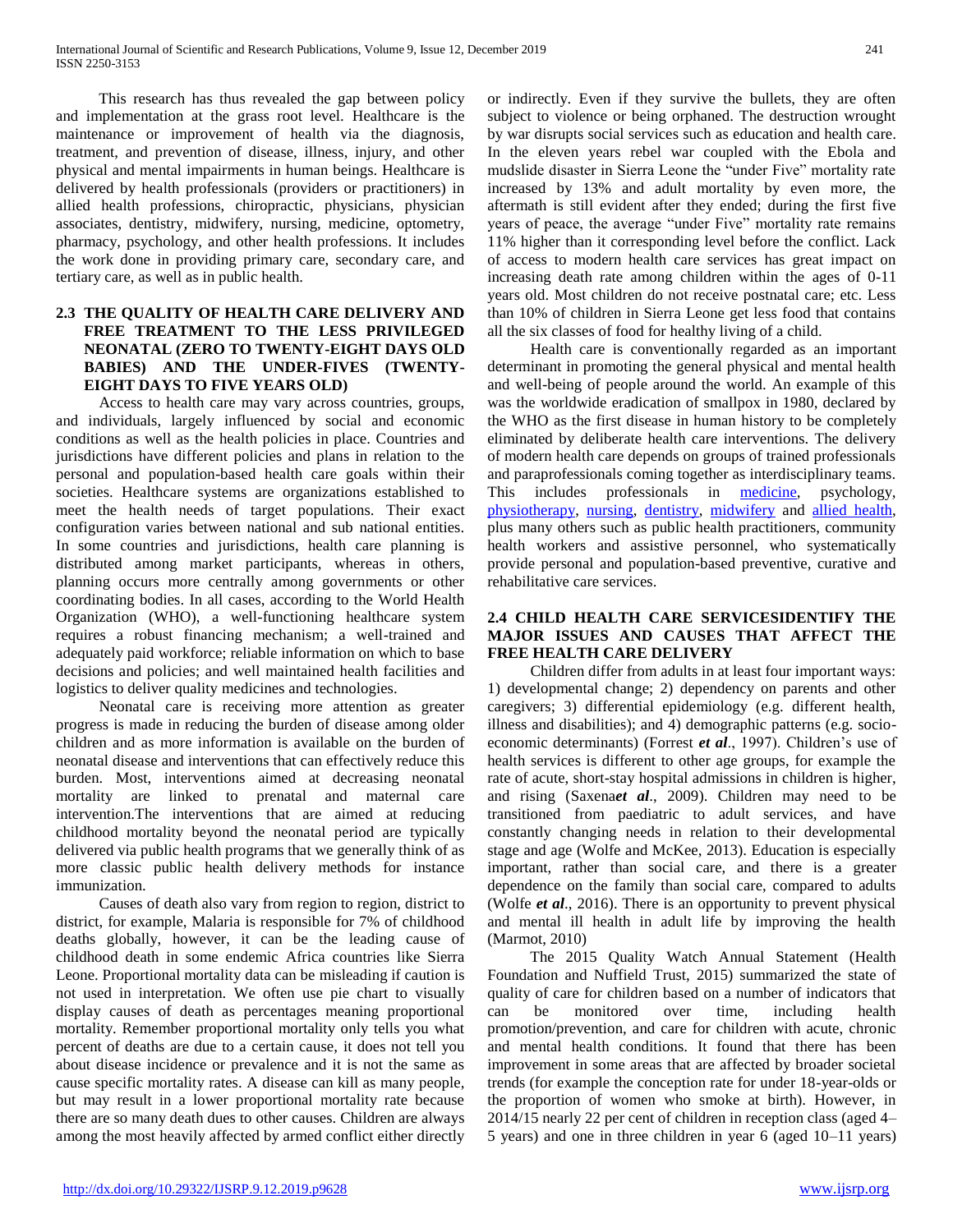This research has thus revealed the gap between policy and implementation at the grass root level. Healthcare is the maintenance or improvement of health via the diagnosis, treatment, and prevention of disease, illness, injury, and other physical and mental impairments in human beings. Healthcare is delivered by health professionals (providers or practitioners) in allied health professions, chiropractic, physicians, physician associates, dentistry, midwifery, nursing, medicine, optometry, pharmacy, psychology, and other health professions. It includes the work done in providing primary care, secondary care, and tertiary care, as well as in public health.

### 2.3 THE QUALITY OF HEALTH CARE DELIVERY AND FREE TREATMENT TO THE LESS PRIVILEGED NEONATAL (ZERO TO TWENTY-EIGHT DAYS OLD BABIES) AND THE UNDER-FIVES (TWENTY-EIGHT DAYS TO FIVE YEARS OLD)

Access to health care may vary across countries, groups, and individuals, largely influenced by social and economic conditions as well as the health policies in place. Countries and jurisdictions have different policies and plans in relation to the personal and population-based health care goals within their societies. Healthcare systems are organizations established to meet the health needs of target populations. Their exact configuration varies between national and sub national entities. In some countries and jurisdictions, health care planning is distributed among market participants, whereas in others, planning occurs more centrally among governments or other coordinating bodies. In all cases, according to the World Health Organization (WHO), a well-functioning healthcare system requires a robust financing mechanism; a well-trained and adequately paid workforce; reliable information on which to base decisions and policies; and well maintained health facilities and logistics to deliver quality medicines and technologies.

Neonatal care is receiving more attention as greater progress is made in reducing the burden of disease among older children and as more information is available on the burden of neonatal disease and interventions that can effectively reduce this burden. Most, interventions aimed at decreasing neonatal mortality are linked to prenatal and maternal care intervention.The interventions that are aimed at reducing childhood mortality beyond the neonatal period are typically delivered via public health programs that we generally think of as more classic public health delivery methods for instance immunization.

Causes of death also vary from region to region, district to district, for example, Malaria is responsible for 7% of childhood deaths globally, however, it can be the leading cause of childhood death in some endemic Africa countries like Sierra Leone. Proportional mortality data can be misleading if caution is not used in interpretation. We often use pie chart to visually display causes of death as percentages meaning proportional mortality. Remember proportional mortality only tells you what percent of deaths are due to a certain cause, it does not tell you about disease incidence or prevalence and it is not the same as cause specific mortality rates. A disease can kill as many people, but may result in a lower proportional mortality rate because there are so many death dues to other causes. Children are always among the most heavily affected by armed conflict either directly or indirectly. Even if they survive the bullets, they are often subject to violence or being orphaned. The destruction wrought by war disrupts social services such as education and health care. In the eleven years rebel war coupled with the Ebola and mudslide disaster in Sierra Leone the "under Five" mortality rate increased by 13% and adult mortality by even more, the aftermath is still evident after they ended; during the first five years of peace, the average "under Five" mortality rate remains 11% higher than it corresponding level before the conflict. Lack of access to modern health care services has great impact on increasing death rate among children within the ages of 0-11 years old. Most children do not receive postnatal care; etc. Less than 10% of children in Sierra Leone get less food that contains all the six classes of food for healthy living of a child.

Health care is conventionally regarded as an important determinant in promoting the general physical and mental health and well-being of people around the world. An example of this was the worldwide eradication of smallpox in 1980, declared by the WHO as the first disease in human history to be completely eliminated by deliberate health care interventions. The delivery of modern health care depends on groups of trained professionals and paraprofessionals coming together as interdisciplinary teams. This includes professionals in medicine, psychology, physiotherapy, nursing, dentistry, midwifery and allied health, plus many others such as public health practitioners, community health workers and assistive personnel, who systematically provide personal and population-based preventive, curative and rehabilitative care services.

### 2.4 CHILD HEALTH CARE SERVICESIDENTIFY THE MAJOR ISSUES AND CAUSES THAT AFFECT THE FREE HEALTH CARE DELIVERY

Children differ from adults in at least four important ways: 1) developmental change; 2) dependency on parents and other caregivers; 3) differential epidemiology (e.g. different health, illness and disabilities); and 4) demographic patterns (e.g. socio-economic determinants) (Forrest ***et al***., 1997). Children's use of health services is different to other age groups, for example the rate of acute, short-stay hospital admissions in children is higher, and rising (Saxena***et al***., 2009). Children may need to be transitioned from paediatric to adult services, and have constantly changing needs in relation to their developmental stage and age (Wolfe and McKee, 2013). Education is especially important, rather than social care, and there is a greater dependence on the family than social care, compared to adults (Wolfe ***et al***., 2016). There is an opportunity to prevent physical and mental ill health in adult life by improving the health (Marmot, 2010)

The 2015 Quality Watch Annual Statement (Health Foundation and Nuffield Trust, 2015) summarized the state of quality of care for children based on a number of indicators that can be monitored over time, including health promotion/prevention, and care for children with acute, chronic and mental health conditions. It found that there has been improvement in some areas that are affected by broader societal trends (for example the conception rate for under 18-year-olds or the proportion of women who smoke at birth). However, in 2014/15 nearly 22 per cent of children in reception class (aged 4–5 years) and one in three children in year 6 (aged 10–11 years)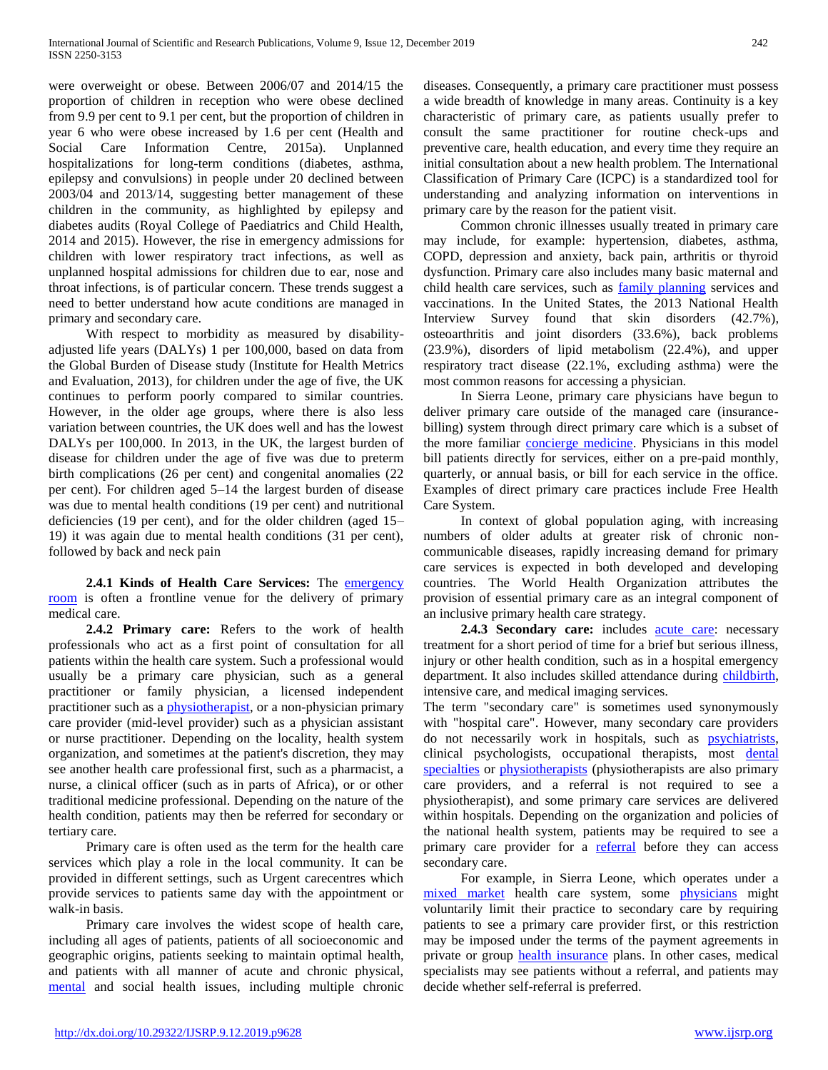were overweight or obese. Between 2006/07 and 2014/15 the proportion of children in reception who were obese declined from 9.9 per cent to 9.1 per cent, but the proportion of children in year 6 who were obese increased by 1.6 per cent (Health and Social Care Information Centre, 2015a). Unplanned hospitalizations for long-term conditions (diabetes, asthma, epilepsy and convulsions) in people under 20 declined between 2003/04 and 2013/14, suggesting better management of these children in the community, as highlighted by epilepsy and diabetes audits (Royal College of Paediatrics and Child Health, 2014 and 2015). However, the rise in emergency admissions for children with lower respiratory tract infections, as well as unplanned hospital admissions for children due to ear, nose and throat infections, is of particular concern. These trends suggest a need to better understand how acute conditions are managed in primary and secondary care.

With respect to morbidity as measured by disability-adjusted life years (DALYs) 1 per 100,000, based on data from the Global Burden of Disease study (Institute for Health Metrics and Evaluation, 2013), for children under the age of five, the UK continues to perform poorly compared to similar countries. However, in the older age groups, where there is also less variation between countries, the UK does well and has the lowest DALYs per 100,000. In 2013, in the UK, the largest burden of disease for children under the age of five was due to preterm birth complications (26 per cent) and congenital anomalies (22 per cent). For children aged 5–14 the largest burden of disease was due to mental health conditions (19 per cent) and nutritional deficiencies (19 per cent), and for the older children (aged 15–19) it was again due to mental health conditions (31 per cent), followed by back and neck pain

**2.4.1 Kinds of Health Care Services:** The emergency room is often a frontline venue for the delivery of primary medical care.

**2.4.2 Primary care:** Refers to the work of health professionals who act as a first point of consultation for all patients within the health care system. Such a professional would usually be a primary care physician, such as a general practitioner or family physician, a licensed independent practitioner such as a physiotherapist, or a non-physician primary care provider (mid-level provider) such as a physician assistant or nurse practitioner. Depending on the locality, health system organization, and sometimes at the patient's discretion, they may see another health care professional first, such as a pharmacist, a nurse, a clinical officer (such as in parts of Africa), or or other traditional medicine professional. Depending on the nature of the health condition, patients may then be referred for secondary or tertiary care.

Primary care is often used as the term for the health care services which play a role in the local community. It can be provided in different settings, such as Urgent carecentres which provide services to patients same day with the appointment or walk-in basis.

Primary care involves the widest scope of health care, including all ages of patients, patients of all socioeconomic and geographic origins, patients seeking to maintain optimal health, and patients with all manner of acute and chronic physical, mental and social health issues, including multiple chronic diseases. Consequently, a primary care practitioner must possess a wide breadth of knowledge in many areas. Continuity is a key characteristic of primary care, as patients usually prefer to consult the same practitioner for routine check-ups and preventive care, health education, and every time they require an initial consultation about a new health problem. The International Classification of Primary Care (ICPC) is a standardized tool for understanding and analyzing information on interventions in primary care by the reason for the patient visit.

Common chronic illnesses usually treated in primary care may include, for example: hypertension, diabetes, asthma, COPD, depression and anxiety, back pain, arthritis or thyroid dysfunction. Primary care also includes many basic maternal and child health care services, such as family planning services and vaccinations. In the United States, the 2013 National Health Interview Survey found that skin disorders (42.7%), osteoarthritis and joint disorders (33.6%), back problems (23.9%), disorders of lipid metabolism (22.4%), and upper respiratory tract disease (22.1%, excluding asthma) were the most common reasons for accessing a physician.

In Sierra Leone, primary care physicians have begun to deliver primary care outside of the managed care (insurance-billing) system through direct primary care which is a subset of the more familiar concierge medicine. Physicians in this model bill patients directly for services, either on a pre-paid monthly, quarterly, or annual basis, or bill for each service in the office. Examples of direct primary care practices include Free Health Care System.

In context of global population aging, with increasing numbers of older adults at greater risk of chronic non-communicable diseases, rapidly increasing demand for primary care services is expected in both developed and developing countries. The World Health Organization attributes the provision of essential primary care as an integral component of an inclusive primary health care strategy.

**2.4.3 Secondary care:** includes acute care: necessary treatment for a short period of time for a brief but serious illness, injury or other health condition, such as in a hospital emergency department. It also includes skilled attendance during childbirth, intensive care, and medical imaging services.

The term "secondary care" is sometimes used synonymously with "hospital care". However, many secondary care providers do not necessarily work in hospitals, such as psychiatrists, clinical psychologists, occupational therapists, most dental specialties or physiotherapists (physiotherapists are also primary care providers, and a referral is not required to see a physiotherapist), and some primary care services are delivered within hospitals. Depending on the organization and policies of the national health system, patients may be required to see a primary care provider for a referral before they can access secondary care.

For example, in Sierra Leone, which operates under a mixed market health care system, some physicians might voluntarily limit their practice to secondary care by requiring patients to see a primary care provider first, or this restriction may be imposed under the terms of the payment agreements in private or group health insurance plans. In other cases, medical specialists may see patients without a referral, and patients may decide whether self-referral is preferred.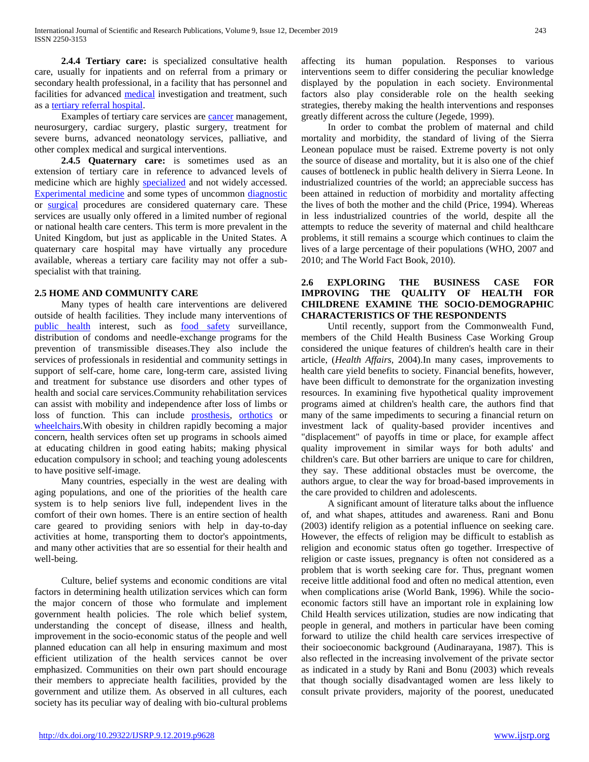**2.4.4 Tertiary care:** is specialized consultative health care, usually for inpatients and on referral from a primary or secondary health professional, in a facility that has personnel and facilities for advanced medical investigation and treatment, such as a tertiary referral hospital.

Examples of tertiary care services are cancer management, neurosurgery, cardiac surgery, plastic surgery, treatment for severe burns, advanced neonatology services, palliative, and other complex medical and surgical interventions.

**2.4.5 Quaternary care:** is sometimes used as an extension of tertiary care in reference to advanced levels of medicine which are highly specialized and not widely accessed. Experimental medicine and some types of uncommon diagnostic or surgical procedures are considered quaternary care. These services are usually only offered in a limited number of regional or national health care centers. This term is more prevalent in the United Kingdom, but just as applicable in the United States. A quaternary care hospital may have virtually any procedure available, whereas a tertiary care facility may not offer a sub-specialist with that training.

## 2.5 HOME AND COMMUNITY CARE

Many types of health care interventions are delivered outside of health facilities. They include many interventions of public health interest, such as food safety surveillance, distribution of condoms and needle-exchange programs for the prevention of transmissible diseases.They also include the services of professionals in residential and community settings in support of self-care, home care, long-term care, assisted living and treatment for substance use disorders and other types of health and social care services.Community rehabilitation services can assist with mobility and independence after loss of limbs or loss of function. This can include prosthesis, orthotics or wheelchairs.With obesity in children rapidly becoming a major concern, health services often set up programs in schools aimed at educating children in good eating habits; making physical education compulsory in school; and teaching young adolescents to have positive self-image.

Many countries, especially in the west are dealing with aging populations, and one of the priorities of the health care system is to help seniors live full, independent lives in the comfort of their own homes. There is an entire section of health care geared to providing seniors with help in day-to-day activities at home, transporting them to doctor's appointments, and many other activities that are so essential for their health and well-being.

Culture, belief systems and economic conditions are vital factors in determining health utilization services which can form the major concern of those who formulate and implement government health policies. The role which belief system, understanding the concept of disease, illness and health, improvement in the socio-economic status of the people and well planned education can all help in ensuring maximum and most efficient utilization of the health services cannot be over emphasized. Communities on their own part should encourage their members to appreciate health facilities, provided by the government and utilize them. As observed in all cultures, each society has its peculiar way of dealing with bio-cultural problems affecting its human population. Responses to various interventions seem to differ considering the peculiar knowledge displayed by the population in each society. Environmental factors also play considerable role on the health seeking strategies, thereby making the health interventions and responses greatly different across the culture (Jegede, 1999).

In order to combat the problem of maternal and child mortality and morbidity, the standard of living of the Sierra Leonean populace must be raised. Extreme poverty is not only the source of disease and mortality, but it is also one of the chief causes of bottleneck in public health delivery in Sierra Leone. In industrialized countries of the world; an appreciable success has been attained in reduction of morbidity and mortality affecting the lives of both the mother and the child (Price, 1994). Whereas in less industrialized countries of the world, despite all the attempts to reduce the severity of maternal and child healthcare problems, it still remains a scourge which continues to claim the lives of a large percentage of their populations (WHO, 2007 and 2010; and The World Fact Book, 2010).

## 2.6 EXPLORING THE BUSINESS CASE FOR IMPROVING THE QUALITY OF HEALTH FOR CHILDRENE EXAMINE THE SOCIO-DEMOGRAPHIC CHARACTERISTICS OF THE RESPONDENTS

Until recently, support from the Commonwealth Fund, members of the Child Health Business Case Working Group considered the unique features of children's health care in their article, (*Health Affairs*, 2004).In many cases, improvements to health care yield benefits to society. Financial benefits, however, have been difficult to demonstrate for the organization investing resources. In examining five hypothetical quality improvement programs aimed at children's health care, the authors find that many of the same impediments to securing a financial return on investment lack of quality-based provider incentives and "displacement" of payoffs in time or place, for example affect quality improvement in similar ways for both adults' and children's care. But other barriers are unique to care for children, they say. These additional obstacles must be overcome, the authors argue, to clear the way for broad-based improvements in the care provided to children and adolescents.

A significant amount of literature talks about the influence of, and what shapes, attitudes and awareness. Rani and Bonu (2003) identify religion as a potential influence on seeking care. However, the effects of religion may be difficult to establish as religion and economic status often go together. Irrespective of religion or caste issues, pregnancy is often not considered as a problem that is worth seeking care for. Thus, pregnant women receive little additional food and often no medical attention, even when complications arise (World Bank, 1996). While the socio-economic factors still have an important role in explaining low Child Health services utilization, studies are now indicating that people in general, and mothers in particular have been coming forward to utilize the child health care services irrespective of their socioeconomic background (Audinarayana, 1987). This is also reflected in the increasing involvement of the private sector as indicated in a study by Rani and Bonu (2003) which reveals that though socially disadvantaged women are less likely to consult private providers, majority of the poorest, uneducated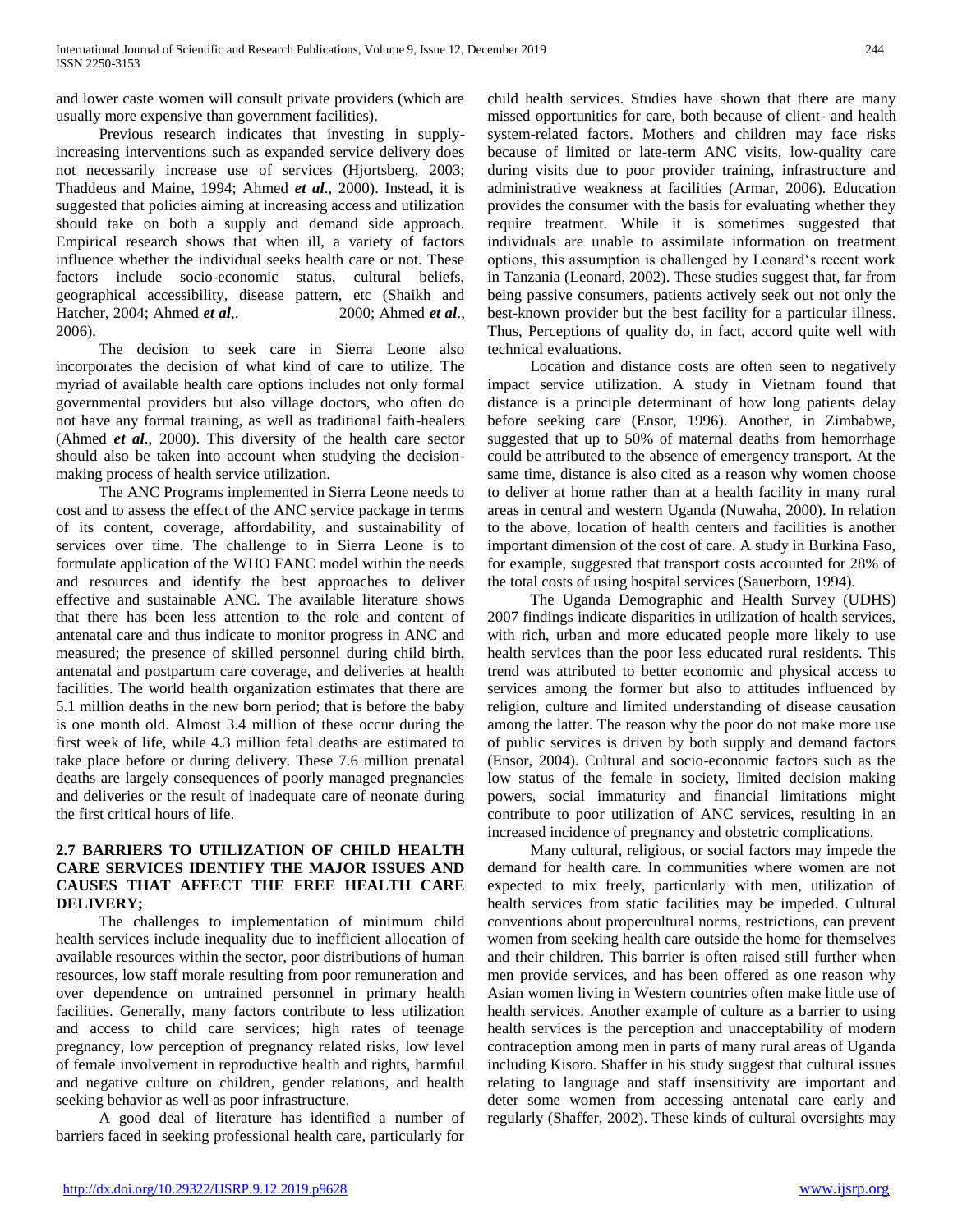and lower caste women will consult private providers (which are usually more expensive than government facilities).

Previous research indicates that investing in supply-increasing interventions such as expanded service delivery does not necessarily increase use of services (Hjortsberg, 2003; Thaddeus and Maine, 1994; Ahmed ***et al***., 2000). Instead, it is suggested that policies aiming at increasing access and utilization should take on both a supply and demand side approach. Empirical research shows that when ill, a variety of factors influence whether the individual seeks health care or not. These factors include socio-economic status, cultural beliefs, geographical accessibility, disease pattern, etc (Shaikh and Hatcher, 2004; Ahmed ***et al***,. 2000; Ahmed ***et al***., 2006).

The decision to seek care in Sierra Leone also incorporates the decision of what kind of care to utilize. The myriad of available health care options includes not only formal governmental providers but also village doctors, who often do not have any formal training, as well as traditional faith-healers (Ahmed ***et al***., 2000). This diversity of the health care sector should also be taken into account when studying the decision-making process of health service utilization.

The ANC Programs implemented in Sierra Leone needs to cost and to assess the effect of the ANC service package in terms of its content, coverage, affordability, and sustainability of services over time. The challenge to in Sierra Leone is to formulate application of the WHO FANC model within the needs and resources and identify the best approaches to deliver effective and sustainable ANC. The available literature shows that there has been less attention to the role and content of antenatal care and thus indicate to monitor progress in ANC and measured; the presence of skilled personnel during child birth, antenatal and postpartum care coverage, and deliveries at health facilities. The world health organization estimates that there are 5.1 million deaths in the new born period; that is before the baby is one month old. Almost 3.4 million of these occur during the first week of life, while 4.3 million fetal deaths are estimated to take place before or during delivery. These 7.6 million prenatal deaths are largely consequences of poorly managed pregnancies and deliveries or the result of inadequate care of neonate during the first critical hours of life.

### 2.7 BARRIERS TO UTILIZATION OF CHILD HEALTH CARE SERVICES IDENTIFY THE MAJOR ISSUES AND CAUSES THAT AFFECT THE FREE HEALTH CARE DELIVERY;

The challenges to implementation of minimum child health services include inequality due to inefficient allocation of available resources within the sector, poor distributions of human resources, low staff morale resulting from poor remuneration and over dependence on untrained personnel in primary health facilities. Generally, many factors contribute to less utilization and access to child care services; high rates of teenage pregnancy, low perception of pregnancy related risks, low level of female involvement in reproductive health and rights, harmful and negative culture on children, gender relations, and health seeking behavior as well as poor infrastructure.

A good deal of literature has identified a number of barriers faced in seeking professional health care, particularly for child health services. Studies have shown that there are many missed opportunities for care, both because of client- and health system-related factors. Mothers and children may face risks because of limited or late-term ANC visits, low-quality care during visits due to poor provider training, infrastructure and administrative weakness at facilities (Armar, 2006). Education provides the consumer with the basis for evaluating whether they require treatment. While it is sometimes suggested that individuals are unable to assimilate information on treatment options, this assumption is challenged by Leonard's recent work in Tanzania (Leonard, 2002). These studies suggest that, far from being passive consumers, patients actively seek out not only the best-known provider but the best facility for a particular illness. Thus, Perceptions of quality do, in fact, accord quite well with technical evaluations.

Location and distance costs are often seen to negatively impact service utilization. A study in Vietnam found that distance is a principle determinant of how long patients delay before seeking care (Ensor, 1996). Another, in Zimbabwe, suggested that up to 50% of maternal deaths from hemorrhage could be attributed to the absence of emergency transport. At the same time, distance is also cited as a reason why women choose to deliver at home rather than at a health facility in many rural areas in central and western Uganda (Nuwaha, 2000). In relation to the above, location of health centers and facilities is another important dimension of the cost of care. A study in Burkina Faso, for example, suggested that transport costs accounted for 28% of the total costs of using hospital services (Sauerborn, 1994).

The Uganda Demographic and Health Survey (UDHS) 2007 findings indicate disparities in utilization of health services, with rich, urban and more educated people more likely to use health services than the poor less educated rural residents. This trend was attributed to better economic and physical access to services among the former but also to attitudes influenced by religion, culture and limited understanding of disease causation among the latter. The reason why the poor do not make more use of public services is driven by both supply and demand factors (Ensor, 2004). Cultural and socio-economic factors such as the low status of the female in society, limited decision making powers, social immaturity and financial limitations might contribute to poor utilization of ANC services, resulting in an increased incidence of pregnancy and obstetric complications.

Many cultural, religious, or social factors may impede the demand for health care. In communities where women are not expected to mix freely, particularly with men, utilization of health services from static facilities may be impeded. Cultural conventions about propercultural norms, restrictions, can prevent women from seeking health care outside the home for themselves and their children. This barrier is often raised still further when men provide services, and has been offered as one reason why Asian women living in Western countries often make little use of health services. Another example of culture as a barrier to using health services is the perception and unacceptability of modern contraception among men in parts of many rural areas of Uganda including Kisoro. Shaffer in his study suggest that cultural issues relating to language and staff insensitivity are important and deter some women from accessing antenatal care early and regularly (Shaffer, 2002). These kinds of cultural oversights may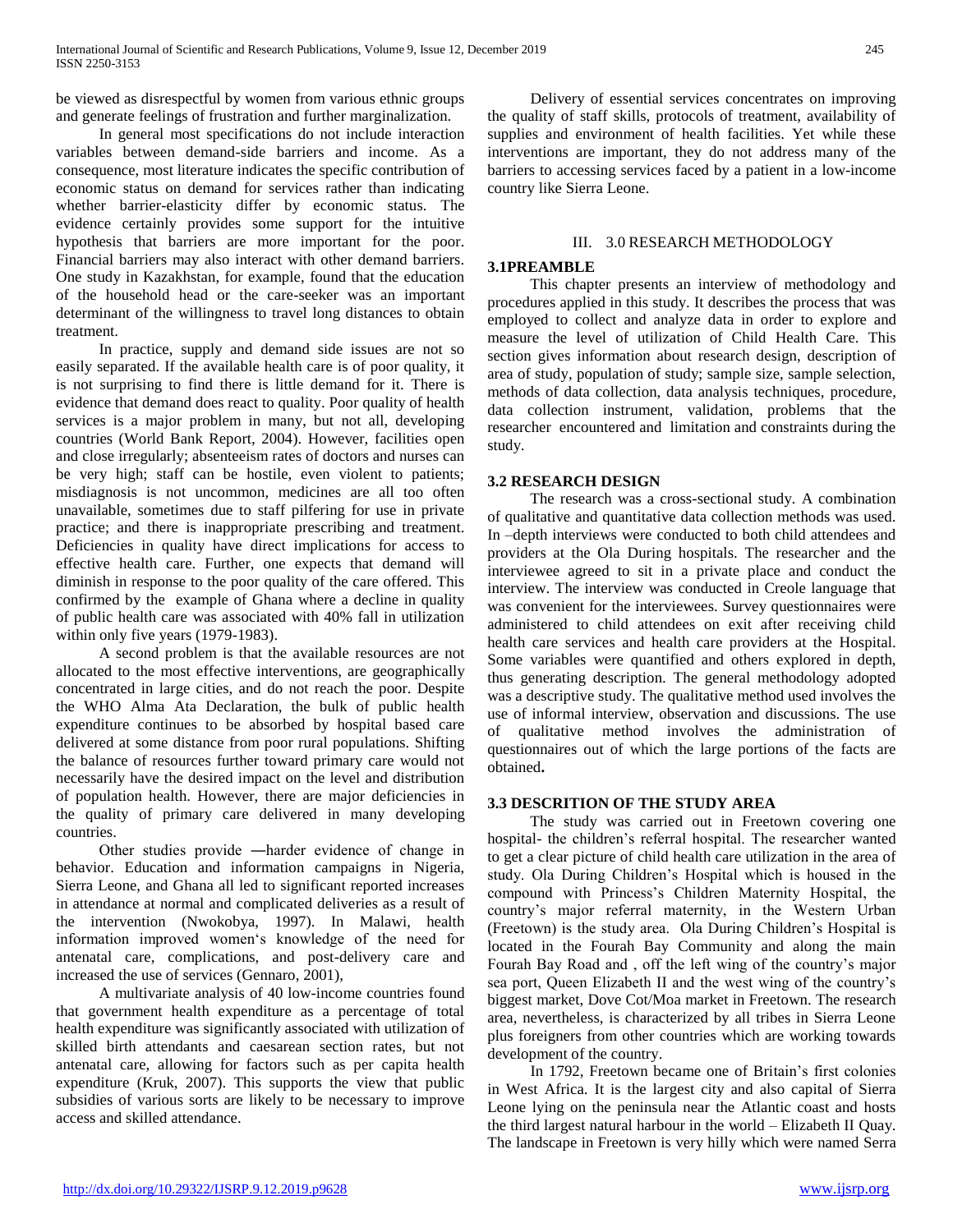be viewed as disrespectful by women from various ethnic groups and generate feelings of frustration and further marginalization.

In general most specifications do not include interaction variables between demand-side barriers and income. As a consequence, most literature indicates the specific contribution of economic status on demand for services rather than indicating whether barrier-elasticity differ by economic status. The evidence certainly provides some support for the intuitive hypothesis that barriers are more important for the poor. Financial barriers may also interact with other demand barriers. One study in Kazakhstan, for example, found that the education of the household head or the care-seeker was an important determinant of the willingness to travel long distances to obtain treatment.

In practice, supply and demand side issues are not so easily separated. If the available health care is of poor quality, it is not surprising to find there is little demand for it. There is evidence that demand does react to quality. Poor quality of health services is a major problem in many, but not all, developing countries (World Bank Report, 2004). However, facilities open and close irregularly; absenteeism rates of doctors and nurses can be very high; staff can be hostile, even violent to patients; misdiagnosis is not uncommon, medicines are all too often unavailable, sometimes due to staff pilfering for use in private practice; and there is inappropriate prescribing and treatment. Deficiencies in quality have direct implications for access to effective health care. Further, one expects that demand will diminish in response to the poor quality of the care offered. This confirmed by the example of Ghana where a decline in quality of public health care was associated with 40% fall in utilization within only five years (1979-1983).

A second problem is that the available resources are not allocated to the most effective interventions, are geographically concentrated in large cities, and do not reach the poor. Despite the WHO Alma Ata Declaration, the bulk of public health expenditure continues to be absorbed by hospital based care delivered at some distance from poor rural populations. Shifting the balance of resources further toward primary care would not necessarily have the desired impact on the level and distribution of population health. However, there are major deficiencies in the quality of primary care delivered in many developing countries.

Other studies provide ―harder evidence of change in behavior. Education and information campaigns in Nigeria, Sierra Leone, and Ghana all led to significant reported increases in attendance at normal and complicated deliveries as a result of the intervention (Nwokobya, 1997). In Malawi, health information improved women's knowledge of the need for antenatal care, complications, and post-delivery care and increased the use of services (Gennaro, 2001),

A multivariate analysis of 40 low-income countries found that government health expenditure as a percentage of total health expenditure was significantly associated with utilization of skilled birth attendants and caesarean section rates, but not antenatal care, allowing for factors such as per capita health expenditure (Kruk, 2007). This supports the view that public subsidies of various sorts are likely to be necessary to improve access and skilled attendance.

Delivery of essential services concentrates on improving the quality of staff skills, protocols of treatment, availability of supplies and environment of health facilities. Yet while these interventions are important, they do not address many of the barriers to accessing services faced by a patient in a low-income country like Sierra Leone.

## III. 3.0 RESEARCH METHODOLOGY

### 3.1PREAMBLE

This chapter presents an interview of methodology and procedures applied in this study. It describes the process that was employed to collect and analyze data in order to explore and measure the level of utilization of Child Health Care. This section gives information about research design, description of area of study, population of study; sample size, sample selection, methods of data collection, data analysis techniques, procedure, data collection instrument, validation, problems that the researcher encountered and limitation and constraints during the study.

### 3.2 RESEARCH DESIGN

The research was a cross-sectional study. A combination of qualitative and quantitative data collection methods was used. In –depth interviews were conducted to both child attendees and providers at the Ola During hospitals. The researcher and the interviewee agreed to sit in a private place and conduct the interview. The interview was conducted in Creole language that was convenient for the interviewees. Survey questionnaires were administered to child attendees on exit after receiving child health care services and health care providers at the Hospital. Some variables were quantified and others explored in depth, thus generating description. The general methodology adopted was a descriptive study. The qualitative method used involves the use of informal interview, observation and discussions. The use of qualitative method involves the administration of questionnaires out of which the large portions of the facts are obtained**.**

### 3.3 DESCRITION OF THE STUDY AREA

The study was carried out in Freetown covering one hospital- the children's referral hospital. The researcher wanted to get a clear picture of child health care utilization in the area of study. Ola During Children's Hospital which is housed in the compound with Princess's Children Maternity Hospital, the country's major referral maternity, in the Western Urban (Freetown) is the study area. Ola During Children's Hospital is located in the Fourah Bay Community and along the main Fourah Bay Road and , off the left wing of the country's major sea port, Queen Elizabeth II and the west wing of the country's biggest market, Dove Cot/Moa market in Freetown. The research area, nevertheless, is characterized by all tribes in Sierra Leone plus foreigners from other countries which are working towards development of the country.

In 1792, Freetown became one of Britain's first colonies in West Africa. It is the largest city and also capital of Sierra Leone lying on the peninsula near the Atlantic coast and hosts the third largest natural harbour in the world – Elizabeth II Quay. The landscape in Freetown is very hilly which were named Serra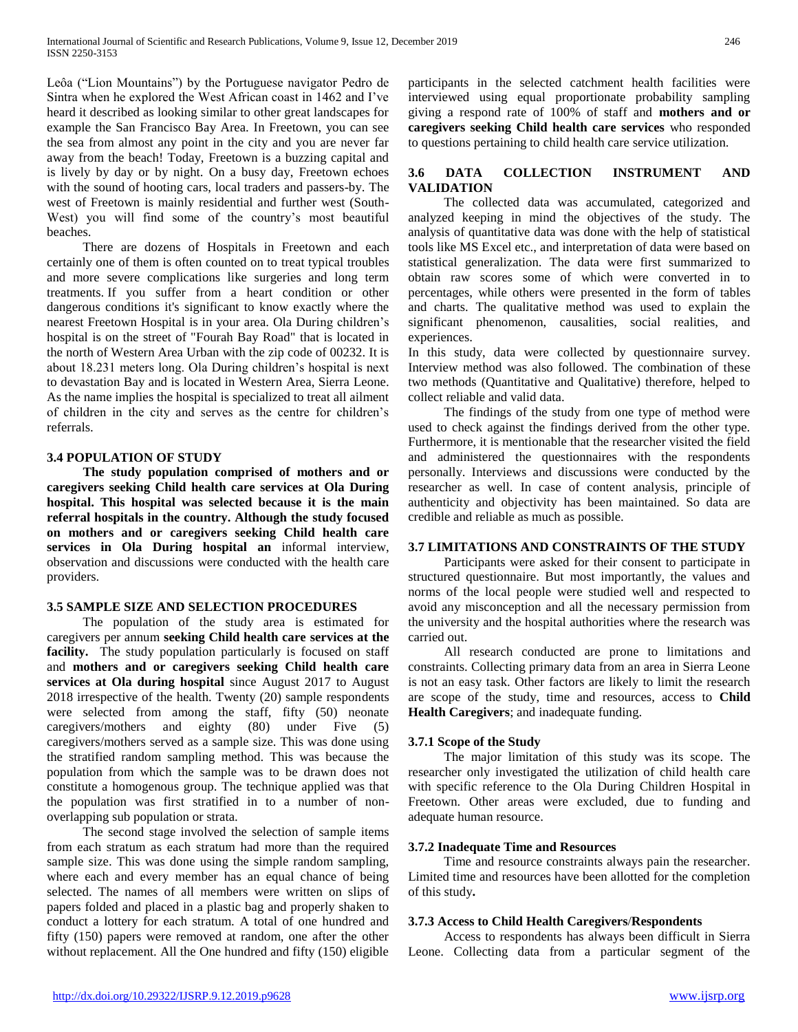Leoâ ("Lion Mountains") by the Portuguese navigator Pedro de Sintra when he explored the West African coast in 1462 and I've heard it described as looking similar to other great landscapes for example the San Francisco Bay Area. In Freetown, you can see the sea from almost any point in the city and you are never far away from the beach! Today, Freetown is a buzzing capital and is lively by day or by night. On a busy day, Freetown echoes with the sound of hooting cars, local traders and passers-by. The west of Freetown is mainly residential and further west (South-West) you will find some of the country's most beautiful beaches.

There are dozens of Hospitals in Freetown and each certainly one of them is often counted on to treat typical troubles and more severe complications like surgeries and long term treatments. If you suffer from a heart condition or other dangerous conditions it's significant to know exactly where the nearest Freetown Hospital is in your area. Ola During children's hospital is on the street of "Fourah Bay Road" that is located in the north of Western Area Urban with the zip code of 00232. It is about 18.231 meters long. Ola During children's hospital is next to devastation Bay and is located in Western Area, Sierra Leone. As the name implies the hospital is specialized to treat all ailment of children in the city and serves as the centre for children's referrals.

### 3.4 POPULATION OF STUDY

**The study population comprised of mothers and or caregivers seeking Child health care services at Ola During hospital. This hospital was selected because it is the main referral hospitals in the country. Although the study focused on mothers and or caregivers seeking Child health care services in Ola During hospital an** informal interview, observation and discussions were conducted with the health care providers.

### 3.5 SAMPLE SIZE AND SELECTION PROCEDURES

The population of the study area is estimated for caregivers per annum **seeking Child health care services at the facility.** The study population particularly is focused on staff and **mothers and or caregivers seeking Child health care services at Ola during hospital** since August 2017 to August 2018 irrespective of the health. Twenty (20) sample respondents were selected from among the staff, fifty (50) neonate caregivers/mothers and eighty (80) under Five (5) caregivers/mothers served as a sample size. This was done using the stratified random sampling method. This was because the population from which the sample was to be drawn does not constitute a homogenous group. The technique applied was that the population was first stratified in to a number of non-overlapping sub population or strata.

The second stage involved the selection of sample items from each stratum as each stratum had more than the required sample size. This was done using the simple random sampling, where each and every member has an equal chance of being selected. The names of all members were written on slips of papers folded and placed in a plastic bag and properly shaken to conduct a lottery for each stratum. A total of one hundred and fifty (150) papers were removed at random, one after the other without replacement. All the One hundred and fifty (150) eligible participants in the selected catchment health facilities were interviewed using equal proportionate probability sampling giving a respond rate of 100% of staff and **mothers and or caregivers seeking Child health care services** who responded to questions pertaining to child health care service utilization.

### 3.6 DATA COLLECTION INSTRUMENT AND VALIDATION

The collected data was accumulated, categorized and analyzed keeping in mind the objectives of the study. The analysis of quantitative data was done with the help of statistical tools like MS Excel etc., and interpretation of data were based on statistical generalization. The data were first summarized to obtain raw scores some of which were converted in to percentages, while others were presented in the form of tables and charts. The qualitative method was used to explain the significant phenomenon, causalities, social realities, and experiences.

In this study, data were collected by questionnaire survey. Interview method was also followed. The combination of these two methods (Quantitative and Qualitative) therefore, helped to collect reliable and valid data.

The findings of the study from one type of method were used to check against the findings derived from the other type. Furthermore, it is mentionable that the researcher visited the field and administered the questionnaires with the respondents personally. Interviews and discussions were conducted by the researcher as well. In case of content analysis, principle of authenticity and objectivity has been maintained. So data are credible and reliable as much as possible.

### 3.7 LIMITATIONS AND CONSTRAINTS OF THE STUDY

Participants were asked for their consent to participate in structured questionnaire. But most importantly, the values and norms of the local people were studied well and respected to avoid any misconception and all the necessary permission from the university and the hospital authorities where the research was carried out.

All research conducted are prone to limitations and constraints. Collecting primary data from an area in Sierra Leone is not an easy task. Other factors are likely to limit the research are scope of the study, time and resources, access to **Child Health Caregivers**; and inadequate funding.

#### 3.7.1 Scope of the Study

The major limitation of this study was its scope. The researcher only investigated the utilization of child health care with specific reference to the Ola During Children Hospital in Freetown. Other areas were excluded, due to funding and adequate human resource.

#### 3.7.2 Inadequate Time and Resources

Time and resource constraints always pain the researcher. Limited time and resources have been allotted for the completion of this study**.**

#### 3.7.3 Access to Child Health Caregivers/Respondents

Access to respondents has always been difficult in Sierra Leone. Collecting data from a particular segment of the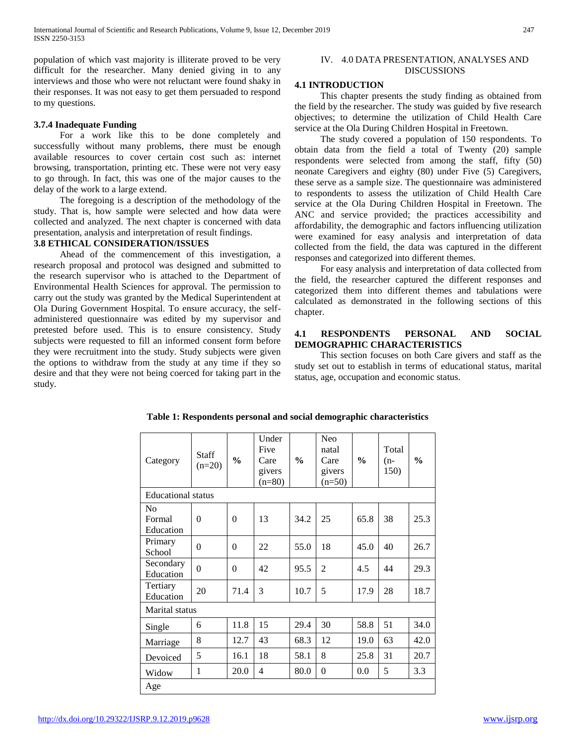population of which vast majority is illiterate proved to be very difficult for the researcher. Many denied giving in to any interviews and those who were not reluctant were found shaky in their responses. It was not easy to get them persuaded to respond to my questions.

### 3.7.4 Inadequate Funding

For a work like this to be done completely and successfully without many problems, there must be enough available resources to cover certain cost such as: internet browsing, transportation, printing etc. These were not very easy to go through. In fact, this was one of the major causes to the delay of the work to a large extend.

The foregoing is a description of the methodology of the study. That is, how sample were selected and how data were collected and analyzed. The next chapter is concerned with data presentation, analysis and interpretation of result findings.

### 3.8 ETHICAL CONSIDERATION/ISSUES

Ahead of the commencement of this investigation, a research proposal and protocol was designed and submitted to the research supervisor who is attached to the Department of Environmental Health Sciences for approval. The permission to carry out the study was granted by the Medical Superintendent at Ola During Government Hospital. To ensure accuracy, the self-administered questionnaire was edited by my supervisor and pretested before used. This is to ensure consistency. Study subjects were requested to fill an informed consent form before they were recruitment into the study. Study subjects were given the options to withdraw from the study at any time if they so desire and that they were not being coerced for taking part in the study.

## IV. 4.0 DATA PRESENTATION, ANALYSES AND DISCUSSIONS

### 4.1 INTRODUCTION

This chapter presents the study finding as obtained from the field by the researcher. The study was guided by five research objectives; to determine the utilization of Child Health Care service at the Ola During Children Hospital in Freetown.

The study covered a population of 150 respondents. To obtain data from the field a total of Twenty (20) sample respondents were selected from among the staff, fifty (50) neonate Caregivers and eighty (80) under Five (5) Caregivers, these serve as a sample size. The questionnaire was administered to respondents to assess the utilization of Child Health Care service at the Ola During Children Hospital in Freetown. The ANC and service provided; the practices accessibility and affordability, the demographic and factors influencing utilization were examined for easy analysis and interpretation of data collected from the field, the data was captured in the different responses and categorized into different themes.

For easy analysis and interpretation of data collected from the field, the researcher captured the different responses and categorized them into different themes and tabulations were calculated as demonstrated in the following sections of this chapter.

### 4.1 RESPONDENTS PERSONAL AND SOCIAL DEMOGRAPHIC CHARACTERISTICS

This section focuses on both Care givers and staff as the study set out to establish in terms of educational status, marital status, age, occupation and economic status.

**Table 1: Respondents personal and social demographic characteristics**

| Category | Staff (n=20) | % | Under Five Care givers (n=80) | % | Neo natal Care givers (n=50) | % | Total (n-150) | % |
|---|---|---|---|---|---|---|---|---|
| Educational status | | | | | | | | |
| No Formal Education | 0 | 0 | 13 | 34.2 | 25 | 65.8 | 38 | 25.3 |
| Primary School | 0 | 0 | 22 | 55.0 | 18 | 45.0 | 40 | 26.7 |
| Secondary Education | 0 | 0 | 42 | 95.5 | 2 | 4.5 | 44 | 29.3 |
| Tertiary Education | 20 | 71.4 | 3 | 10.7 | 5 | 17.9 | 28 | 18.7 |
| Marital status | | | | | | | | |
| Single | 6 | 11.8 | 15 | 29.4 | 30 | 58.8 | 51 | 34.0 |
| Marriage | 8 | 12.7 | 43 | 68.3 | 12 | 19.0 | 63 | 42.0 |
| Devoiced | 5 | 16.1 | 18 | 58.1 | 8 | 25.8 | 31 | 20.7 |
| Widow | 1 | 20.0 | 4 | 80.0 | 0 | 0.0 | 5 | 3.3 |
| Age | | | | | | | | |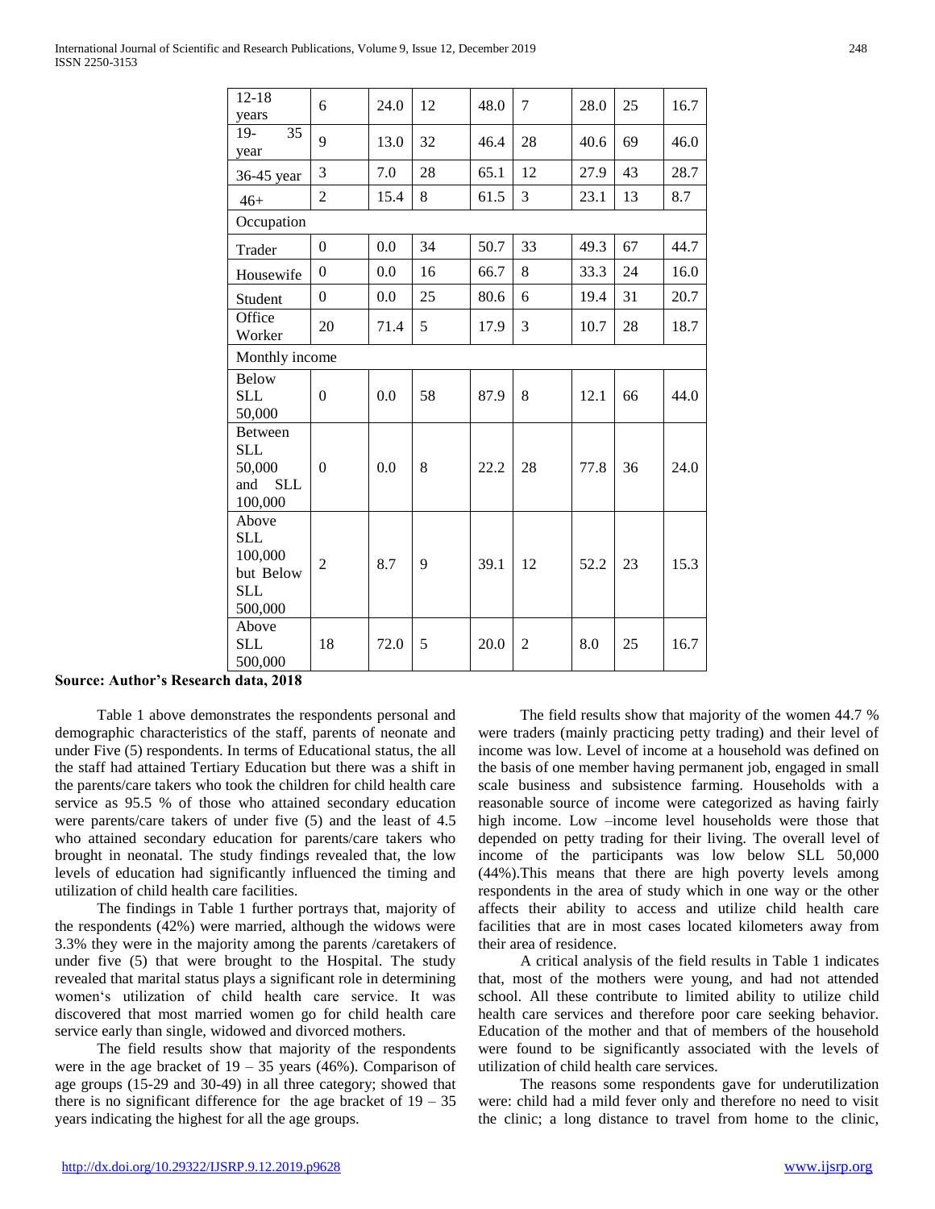| | | | | | | | | |
|---|---|---|---|---|---|---|---|---|
| 12-18 years | 6 | 24.0 | 12 | 48.0 | 7 | 28.0 | 25 | 16.7 |
| 19- 35 year | 9 | 13.0 | 32 | 46.4 | 28 | 40.6 | 69 | 46.0 |
| 36-45 year | 3 | 7.0 | 28 | 65.1 | 12 | 27.9 | 43 | 28.7 |
| 46+ | 2 | 15.4 | 8 | 61.5 | 3 | 23.1 | 13 | 8.7 |
| Occupation | | | | | | | | |
| Trader | 0 | 0.0 | 34 | 50.7 | 33 | 49.3 | 67 | 44.7 |
| Housewife | 0 | 0.0 | 16 | 66.7 | 8 | 33.3 | 24 | 16.0 |
| Student | 0 | 0.0 | 25 | 80.6 | 6 | 19.4 | 31 | 20.7 |
| Office Worker | 20 | 71.4 | 5 | 17.9 | 3 | 10.7 | 28 | 18.7 |
| Monthly income | | | | | | | | |
| Below SLL 50,000 | 0 | 0.0 | 58 | 87.9 | 8 | 12.1 | 66 | 44.0 |
| Between SLL 50,000 and SLL 100,000 | 0 | 0.0 | 8 | 22.2 | 28 | 77.8 | 36 | 24.0 |
| Above SLL 100,000 but Below SLL 500,000 | 2 | 8.7 | 9 | 39.1 | 12 | 52.2 | 23 | 15.3 |
| Above SLL 500,000 | 18 | 72.0 | 5 | 20.0 | 2 | 8.0 | 25 | 16.7 |

**Source: Author's Research data, 2018**

Table 1 above demonstrates the respondents personal and demographic characteristics of the staff, parents of neonate and under Five (5) respondents. In terms of Educational status, the all the staff had attained Tertiary Education but there was a shift in the parents/care takers who took the children for child health care service as 95.5 % of those who attained secondary education were parents/care takers of under five (5) and the least of 4.5 who attained secondary education for parents/care takers who brought in neonatal. The study findings revealed that, the low levels of education had significantly influenced the timing and utilization of child health care facilities.

The findings in Table 1 further portrays that, majority of the respondents (42%) were married, although the widows were 3.3% they were in the majority among the parents /caretakers of under five (5) that were brought to the Hospital. The study revealed that marital status plays a significant role in determining women's utilization of child health care service. It was discovered that most married women go for child health care service early than single, widowed and divorced mothers.

The field results show that majority of the respondents were in the age bracket of 19 – 35 years (46%). Comparison of age groups (15-29 and 30-49) in all three category; showed that there is no significant difference for the age bracket of 19 – 35 years indicating the highest for all the age groups.

The field results show that majority of the women 44.7 % were traders (mainly practicing petty trading) and their level of income was low. Level of income at a household was defined on the basis of one member having permanent job, engaged in small scale business and subsistence farming. Households with a reasonable source of income were categorized as having fairly high income. Low –income level households were those that depended on petty trading for their living. The overall level of income of the participants was low below SLL 50,000 (44%).This means that there are high poverty levels among respondents in the area of study which in one way or the other affects their ability to access and utilize child health care facilities that are in most cases located kilometers away from their area of residence.

A critical analysis of the field results in Table 1 indicates that, most of the mothers were young, and had not attended school. All these contribute to limited ability to utilize child health care services and therefore poor care seeking behavior. Education of the mother and that of members of the household were found to be significantly associated with the levels of utilization of child health care services.

The reasons some respondents gave for underutilization were: child had a mild fever only and therefore no need to visit the clinic; a long distance to travel from home to the clinic,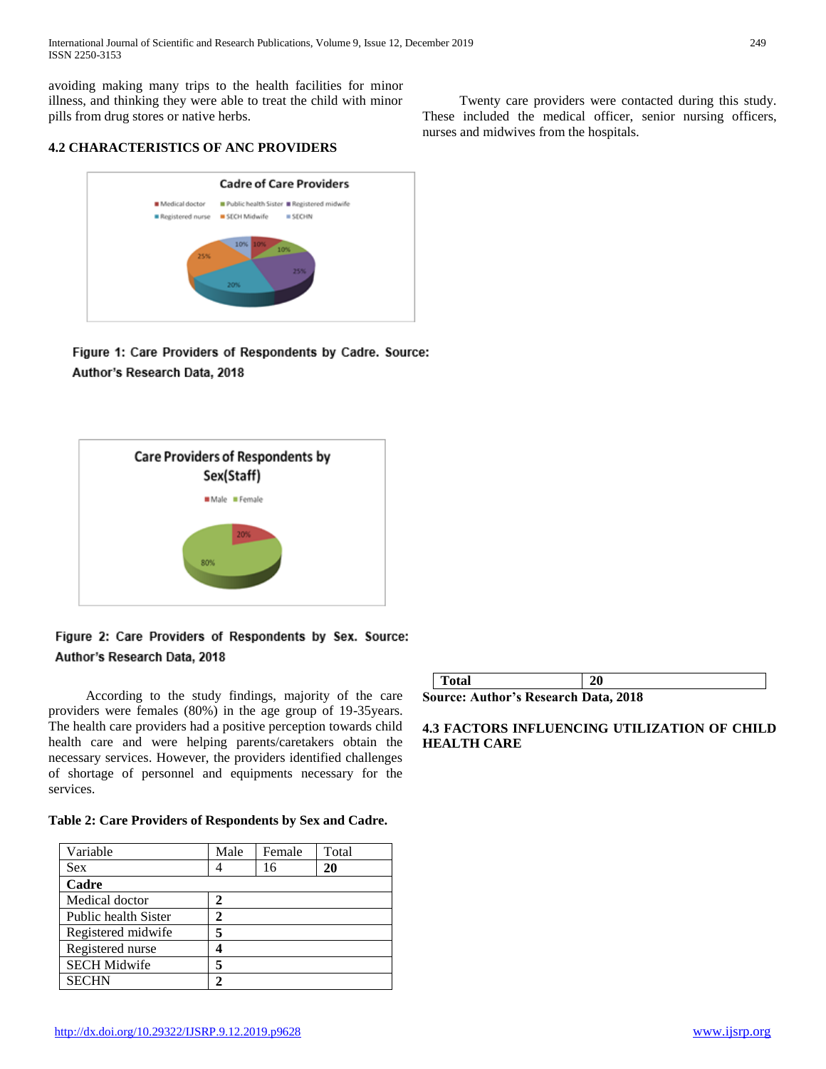avoiding making many trips to the health facilities for minor illness, and thinking they were able to treat the child with minor pills from drug stores or native herbs.

### 4.2 CHARACTERISTICS OF ANC PROVIDERS

Figure 1: Care Providers of Respondents by Cadre. Source: Author's Research Data, 2018

Figure 2: Care Providers of Respondents by Sex. Source: Author's Research Data, 2018

According to the study findings, majority of the care providers were females (80%) in the age group of 19-35years. The health care providers had a positive perception towards child health care and were helping parents/caretakers obtain the necessary services. However, the providers identified challenges of shortage of personnel and equipments necessary for the services.

**Table 2: Care Providers of Respondents by Sex and Cadre.**

| Variable | Male | Female | Total |
|---|---|---|---|
| Sex | 4 | 16 | **20** |
| **Cadre** | | | |
| Medical doctor | **2** | | |
| Public health Sister | **2** | | |
| Registered midwife | **5** | | |
| Registered nurse | **4** | | |
| SECH Midwife | **5** | | |
| SECHN | **2** | | |
| **Total** | **20** | | |

**Source: Author's Research Data, 2018**

Twenty care providers were contacted during this study. These included the medical officer, senior nursing officers, nurses and midwives from the hospitals.

### 4.3 FACTORS INFLUENCING UTILIZATION OF CHILD HEALTH CARE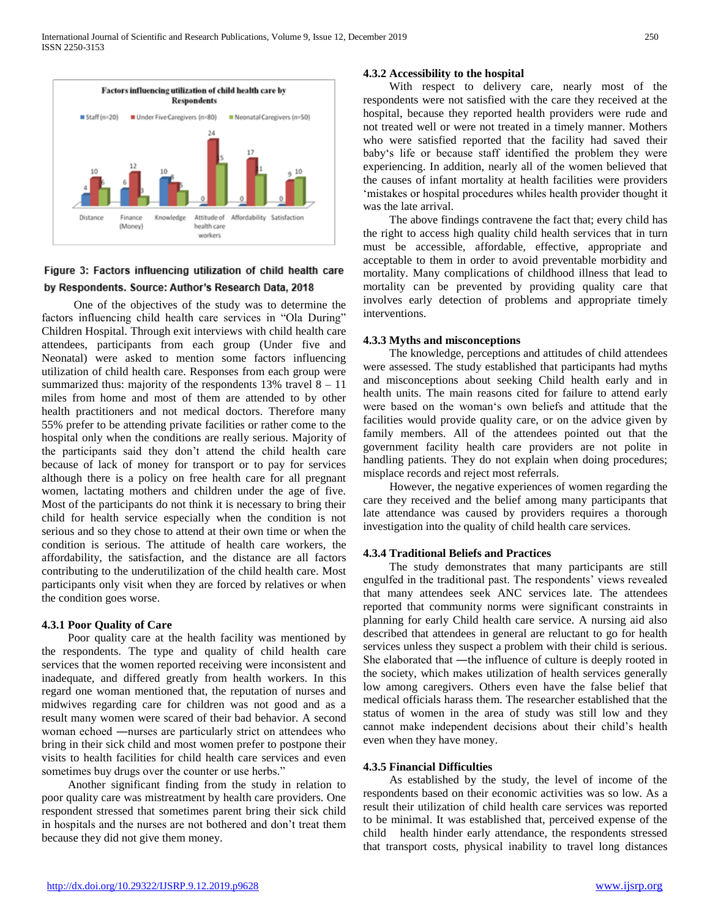Factors influencing utilization of child health care by Respondents

| | Staff (n=20) | Under Five Caregivers (n=80) | Neonatal Caregivers (n=50) |
|---|---|---|---|
| Distance | 4 | 10 | 6 |
| Finance (Money) | 6 | 12 | 3 |
| Knowledge | 10 | 8 | 5 |
| Attitude of health care workers | 0 | 24 | 15 |
| Affordability | 0 | 17 | 11 |
| Satisfaction | 0 | 9 | 10 |

**Figure 3: Factors influencing utilization of child health care by Respondents. Source: Author's Research Data, 2018**

One of the objectives of the study was to determine the factors influencing child health care services in "Ola During" Children Hospital. Through exit interviews with child health care attendees, participants from each group (Under five and Neonatal) were asked to mention some factors influencing utilization of child health care. Responses from each group were summarized thus: majority of the respondents 13% travel 8 – 11 miles from home and most of them are attended to by other health practitioners and not medical doctors. Therefore many 55% prefer to be attending private facilities or rather come to the hospital only when the conditions are really serious. Majority of the participants said they don't attend the child health care because of lack of money for transport or to pay for services although there is a policy on free health care for all pregnant women, lactating mothers and children under the age of five. Most of the participants do not think it is necessary to bring their child for health service especially when the condition is not serious and so they chose to attend at their own time or when the condition is serious. The attitude of health care workers, the affordability, the satisfaction, and the distance are all factors contributing to the underutilization of the child health care. Most participants only visit when they are forced by relatives or when the condition goes worse.

### 4.3.1 Poor Quality of Care

Poor quality care at the health facility was mentioned by the respondents. The type and quality of child health care services that the women reported receiving were inconsistent and inadequate, and differed greatly from health workers. In this regard one woman mentioned that, the reputation of nurses and midwives regarding care for children was not good and as a result many women were scared of their bad behavior. A second woman echoed ―nurses are particularly strict on attendees who bring in their sick child and most women prefer to postpone their visits to health facilities for child health care services and even sometimes buy drugs over the counter or use herbs."

Another significant finding from the study in relation to poor quality care was mistreatment by health care providers. One respondent stressed that sometimes parent bring their sick child in hospitals and the nurses are not bothered and don't treat them because they did not give them money.

### 4.3.2 Accessibility to the hospital

With respect to delivery care, nearly most of the respondents were not satisfied with the care they received at the hospital, because they reported health providers were rude and not treated well or were not treated in a timely manner. Mothers who were satisfied reported that the facility had saved their baby's life or because staff identified the problem they were experiencing. In addition, nearly all of the women believed that the causes of infant mortality at health facilities were providers 'mistakes or hospital procedures whiles health provider thought it was the late arrival.

The above findings contravene the fact that; every child has the right to access high quality child health services that in turn must be accessible, affordable, effective, appropriate and acceptable to them in order to avoid preventable morbidity and mortality. Many complications of childhood illness that lead to mortality can be prevented by providing quality care that involves early detection of problems and appropriate timely interventions.

### 4.3.3 Myths and misconceptions

The knowledge, perceptions and attitudes of child attendees were assessed. The study established that participants had myths and misconceptions about seeking Child health early and in health units. The main reasons cited for failure to attend early were based on the woman's own beliefs and attitude that the facilities would provide quality care, or on the advice given by family members. All of the attendees pointed out that the government facility health care providers are not polite in handling patients. They do not explain when doing procedures; misplace records and reject most referrals.

However, the negative experiences of women regarding the care they received and the belief among many participants that late attendance was caused by providers requires a thorough investigation into the quality of child health care services.

### 4.3.4 Traditional Beliefs and Practices

The study demonstrates that many participants are still engulfed in the traditional past. The respondents' views revealed that many attendees seek ANC services late. The attendees reported that community norms were significant constraints in planning for early Child health care service. A nursing aid also described that attendees in general are reluctant to go for health services unless they suspect a problem with their child is serious. She elaborated that ―the influence of culture is deeply rooted in the society, which makes utilization of health services generally low among caregivers. Others even have the false belief that medical officials harass them. The researcher established that the status of women in the area of study was still low and they cannot make independent decisions about their child's health even when they have money.

### 4.3.5 Financial Difficulties

As established by the study, the level of income of the respondents based on their economic activities was so low. As a result their utilization of child health care services was reported to be minimal. It was established that, perceived expense of the child health hinder early attendance, the respondents stressed that transport costs, physical inability to travel long distances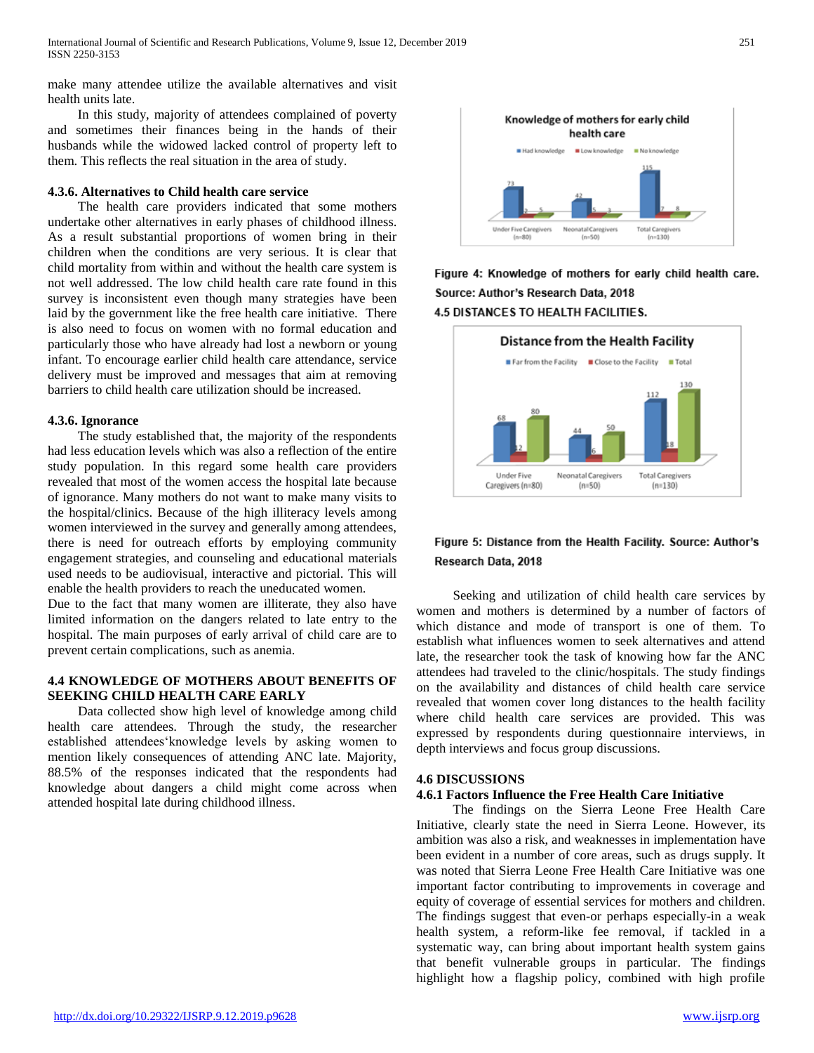make many attendee utilize the available alternatives and visit health units late.

In this study, majority of attendees complained of poverty and sometimes their finances being in the hands of their husbands while the widowed lacked control of property left to them. This reflects the real situation in the area of study.

### 4.3.6. Alternatives to Child health care service

The health care providers indicated that some mothers undertake other alternatives in early phases of childhood illness. As a result substantial proportions of women bring in their children when the conditions are very serious. It is clear that child mortality from within and without the health care system is not well addressed. The low child health care rate found in this survey is inconsistent even though many strategies have been laid by the government like the free health care initiative. There is also need to focus on women with no formal education and particularly those who have already had lost a newborn or young infant. To encourage earlier child health care attendance, service delivery must be improved and messages that aim at removing barriers to child health care utilization should be increased.

### 4.3.6. Ignorance

The study established that, the majority of the respondents had less education levels which was also a reflection of the entire study population. In this regard some health care providers revealed that most of the women access the hospital late because of ignorance. Many mothers do not want to make many visits to the hospital/clinics. Because of the high illiteracy levels among women interviewed in the survey and generally among attendees, there is need for outreach efforts by employing community engagement strategies, and counseling and educational materials used needs to be audiovisual, interactive and pictorial. This will enable the health providers to reach the uneducated women.

Due to the fact that many women are illiterate, they also have limited information on the dangers related to late entry to the hospital. The main purposes of early arrival of child care are to prevent certain complications, such as anemia.

## 4.4 KNOWLEDGE OF MOTHERS ABOUT BENEFITS OF SEEKING CHILD HEALTH CARE EARLY

Data collected show high level of knowledge among child health care attendees. Through the study, the researcher established attendees'knowledge levels by asking women to mention likely consequences of attending ANC late. Majority, 88.5% of the responses indicated that the respondents had knowledge about dangers a child might come across when attended hospital late during childhood illness.

Knowledge of mothers for early child health care

| | Had knowledge | Low knowledge | No knowledge |
|---|---|---|---|
| Under Five Caregivers (n=80) | 73 | 2 | 5 |
| Neonatal Caregivers (n=50) | 42 | 5 | 3 |
| Total Caregivers (n=130) | 115 | 7 | 8 |

**Figure 4: Knowledge of mothers for early child health care. Source: Author's Research Data, 2018**

## 4.5 DISTANCES TO HEALTH FACILITIES.

Distance from the Health Facility

| | Far from the Facility | Close to the Facility | Total |
|---|---|---|---|
| Under Five Caregivers (n=80) | 68 | 12 | 80 |
| Neonatal Caregivers (n=50) | 44 | 6 | 50 |
| Total Caregivers (n=130) | 112 | 18 | 130 |

**Figure 5: Distance from the Health Facility. Source: Author's Research Data, 2018**

Seeking and utilization of child health care services by women and mothers is determined by a number of factors of which distance and mode of transport is one of them. To establish what influences women to seek alternatives and attend late, the researcher took the task of knowing how far the ANC attendees had traveled to the clinic/hospitals. The study findings on the availability and distances of child health care service revealed that women cover long distances to the health facility where child health care services are provided. This was expressed by respondents during questionnaire interviews, in depth interviews and focus group discussions.

## 4.6 DISCUSSIONS

### 4.6.1 Factors Influence the Free Health Care Initiative

The findings on the Sierra Leone Free Health Care Initiative, clearly state the need in Sierra Leone. However, its ambition was also a risk, and weaknesses in implementation have been evident in a number of core areas, such as drugs supply. It was noted that Sierra Leone Free Health Care Initiative was one important factor contributing to improvements in coverage and equity of coverage of essential services for mothers and children. The findings suggest that even-or perhaps especially-in a weak health system, a reform-like fee removal, if tackled in a systematic way, can bring about important health system gains that benefit vulnerable groups in particular. The findings highlight how a flagship policy, combined with high profile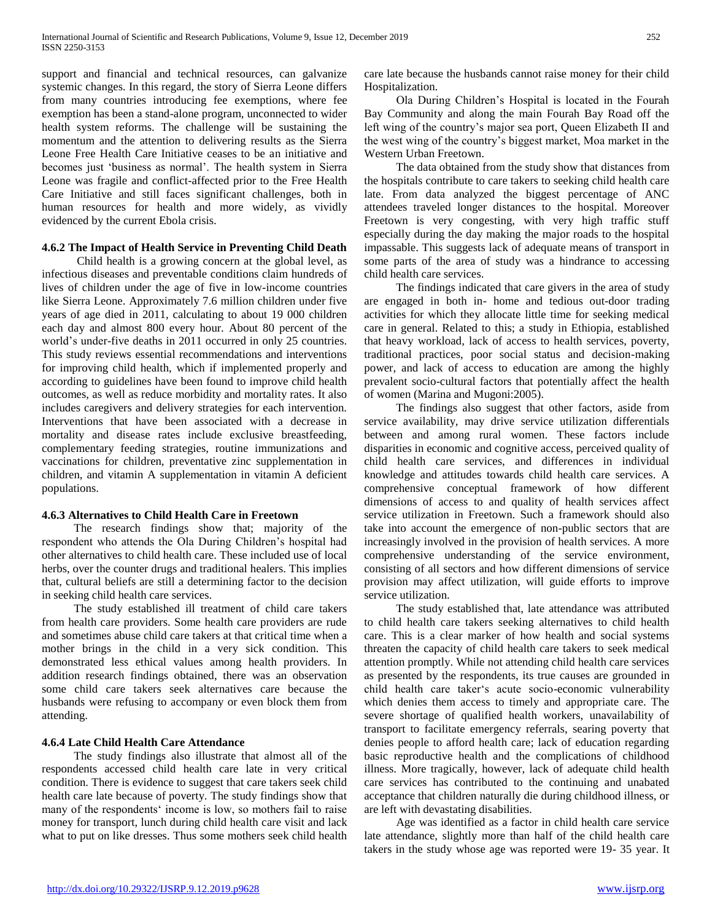support and financial and technical resources, can galvanize systemic changes. In this regard, the story of Sierra Leone differs from many countries introducing fee exemptions, where fee exemption has been a stand-alone program, unconnected to wider health system reforms. The challenge will be sustaining the momentum and the attention to delivering results as the Sierra Leone Free Health Care Initiative ceases to be an initiative and becomes just 'business as normal'. The health system in Sierra Leone was fragile and conflict-affected prior to the Free Health Care Initiative and still faces significant challenges, both in human resources for health and more widely, as vividly evidenced by the current Ebola crisis.

### 4.6.2 The Impact of Health Service in Preventing Child Death

Child health is a growing concern at the global level, as infectious diseases and preventable conditions claim hundreds of lives of children under the age of five in low-income countries like Sierra Leone. Approximately 7.6 million children under five years of age died in 2011, calculating to about 19 000 children each day and almost 800 every hour. About 80 percent of the world's under-five deaths in 2011 occurred in only 25 countries. This study reviews essential recommendations and interventions for improving child health, which if implemented properly and according to guidelines have been found to improve child health outcomes, as well as reduce morbidity and mortality rates. It also includes caregivers and delivery strategies for each intervention. Interventions that have been associated with a decrease in mortality and disease rates include exclusive breastfeeding, complementary feeding strategies, routine immunizations and vaccinations for children, preventative zinc supplementation in children, and vitamin A supplementation in vitamin A deficient populations.

### 4.6.3 Alternatives to Child Health Care in Freetown

The research findings show that; majority of the respondent who attends the Ola During Children's hospital had other alternatives to child health care. These included use of local herbs, over the counter drugs and traditional healers. This implies that, cultural beliefs are still a determining factor to the decision in seeking child health care services.

The study established ill treatment of child care takers from health care providers. Some health care providers are rude and sometimes abuse child care takers at that critical time when a mother brings in the child in a very sick condition. This demonstrated less ethical values among health providers. In addition research findings obtained, there was an observation some child care takers seek alternatives care because the husbands were refusing to accompany or even block them from attending.

### 4.6.4 Late Child Health Care Attendance

The study findings also illustrate that almost all of the respondents accessed child health care late in very critical condition. There is evidence to suggest that care takers seek child health care late because of poverty. The study findings show that many of the respondents' income is low, so mothers fail to raise money for transport, lunch during child health care visit and lack what to put on like dresses. Thus some mothers seek child health care late because the husbands cannot raise money for their child Hospitalization.

Ola During Children's Hospital is located in the Fourah Bay Community and along the main Fourah Bay Road off the left wing of the country's major sea port, Queen Elizabeth II and the west wing of the country's biggest market, Moa market in the Western Urban Freetown.

The data obtained from the study show that distances from the hospitals contribute to care takers to seeking child health care late. From data analyzed the biggest percentage of ANC attendees traveled longer distances to the hospital. Moreover Freetown is very congesting, with very high traffic stuff especially during the day making the major roads to the hospital impassable. This suggests lack of adequate means of transport in some parts of the area of study was a hindrance to accessing child health care services.

The findings indicated that care givers in the area of study are engaged in both in- home and tedious out-door trading activities for which they allocate little time for seeking medical care in general. Related to this; a study in Ethiopia, established that heavy workload, lack of access to health services, poverty, traditional practices, poor social status and decision-making power, and lack of access to education are among the highly prevalent socio-cultural factors that potentially affect the health of women (Marina and Mugoni:2005).

The findings also suggest that other factors, aside from service availability, may drive service utilization differentials between and among rural women. These factors include disparities in economic and cognitive access, perceived quality of child health care services, and differences in individual knowledge and attitudes towards child health care services. A comprehensive conceptual framework of how different dimensions of access to and quality of health services affect service utilization in Freetown. Such a framework should also take into account the emergence of non-public sectors that are increasingly involved in the provision of health services. A more comprehensive understanding of the service environment, consisting of all sectors and how different dimensions of service provision may affect utilization, will guide efforts to improve service utilization.

The study established that, late attendance was attributed to child health care takers seeking alternatives to child health care. This is a clear marker of how health and social systems threaten the capacity of child health care takers to seek medical attention promptly. While not attending child health care services as presented by the respondents, its true causes are grounded in child health care taker's acute socio-economic vulnerability which denies them access to timely and appropriate care. The severe shortage of qualified health workers, unavailability of transport to facilitate emergency referrals, searing poverty that denies people to afford health care; lack of education regarding basic reproductive health and the complications of childhood illness. More tragically, however, lack of adequate child health care services has contributed to the continuing and unabated acceptance that children naturally die during childhood illness, or are left with devastating disabilities.

Age was identified as a factor in child health care service late attendance, slightly more than half of the child health care takers in the study whose age was reported were 19- 35 year. It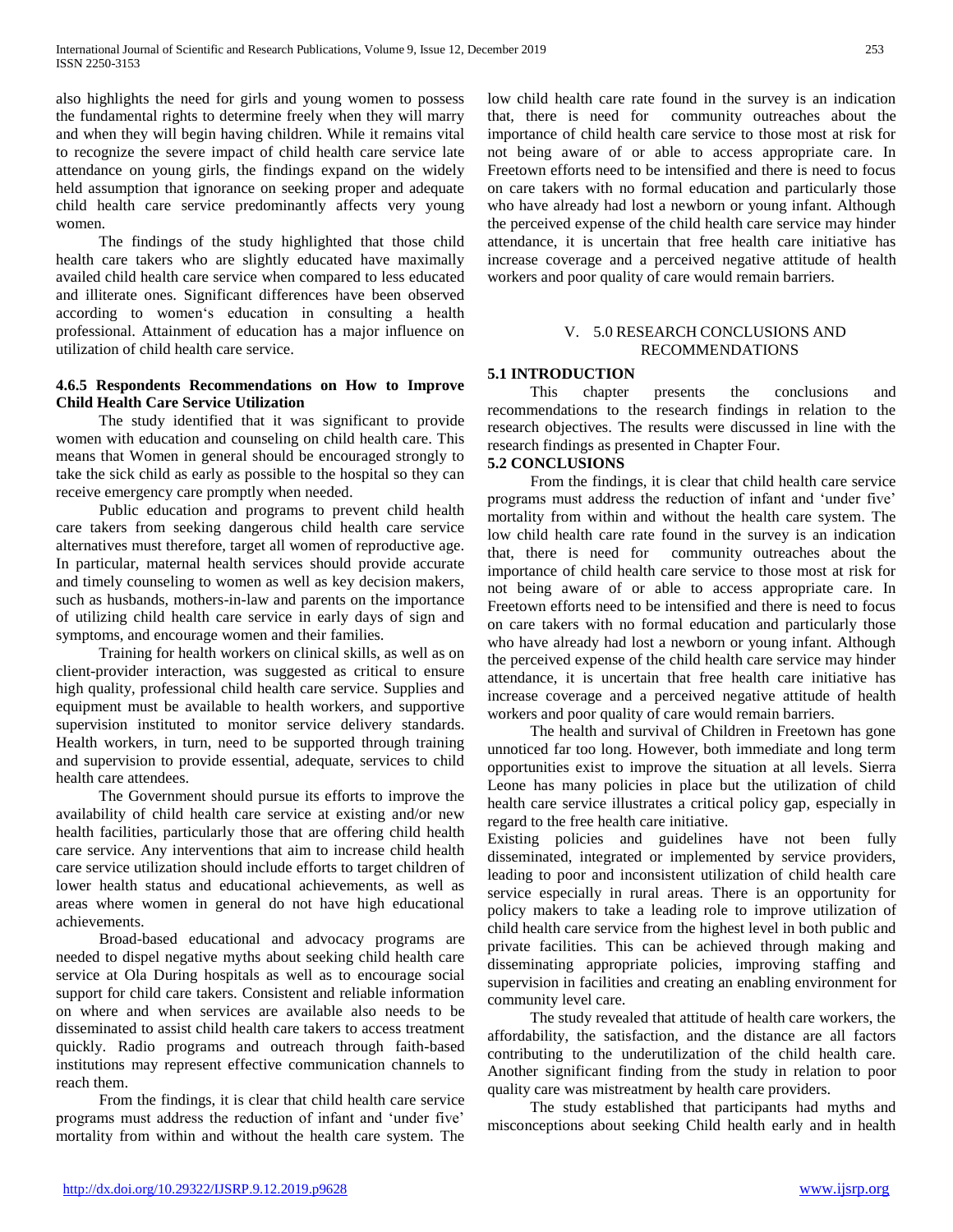also highlights the need for girls and young women to possess the fundamental rights to determine freely when they will marry and when they will begin having children. While it remains vital to recognize the severe impact of child health care service late attendance on young girls, the findings expand on the widely held assumption that ignorance on seeking proper and adequate child health care service predominantly affects very young women.

The findings of the study highlighted that those child health care takers who are slightly educated have maximally availed child health care service when compared to less educated and illiterate ones. Significant differences have been observed according to women's education in consulting a health professional. Attainment of education has a major influence on utilization of child health care service.

### 4.6.5 Respondents Recommendations on How to Improve Child Health Care Service Utilization

The study identified that it was significant to provide women with education and counseling on child health care. This means that Women in general should be encouraged strongly to take the sick child as early as possible to the hospital so they can receive emergency care promptly when needed.

Public education and programs to prevent child health care takers from seeking dangerous child health care service alternatives must therefore, target all women of reproductive age. In particular, maternal health services should provide accurate and timely counseling to women as well as key decision makers, such as husbands, mothers-in-law and parents on the importance of utilizing child health care service in early days of sign and symptoms, and encourage women and their families.

Training for health workers on clinical skills, as well as on client-provider interaction, was suggested as critical to ensure high quality, professional child health care service. Supplies and equipment must be available to health workers, and supportive supervision instituted to monitor service delivery standards. Health workers, in turn, need to be supported through training and supervision to provide essential, adequate, services to child health care attendees.

The Government should pursue its efforts to improve the availability of child health care service at existing and/or new health facilities, particularly those that are offering child health care service. Any interventions that aim to increase child health care service utilization should include efforts to target children of lower health status and educational achievements, as well as areas where women in general do not have high educational achievements.

Broad-based educational and advocacy programs are needed to dispel negative myths about seeking child health care service at Ola During hospitals as well as to encourage social support for child care takers. Consistent and reliable information on where and when services are available also needs to be disseminated to assist child health care takers to access treatment quickly. Radio programs and outreach through faith-based institutions may represent effective communication channels to reach them.

From the findings, it is clear that child health care service programs must address the reduction of infant and 'under five' mortality from within and without the health care system. The low child health care rate found in the survey is an indication that, there is need for community outreaches about the importance of child health care service to those most at risk for not being aware of or able to access appropriate care. In Freetown efforts need to be intensified and there is need to focus on care takers with no formal education and particularly those who have already had lost a newborn or young infant. Although the perceived expense of the child health care service may hinder attendance, it is uncertain that free health care initiative has increase coverage and a perceived negative attitude of health workers and poor quality of care would remain barriers.

## V. 5.0 RESEARCH CONCLUSIONS AND RECOMMENDATIONS

### 5.1 INTRODUCTION

This chapter presents the conclusions and recommendations to the research findings in relation to the research objectives. The results were discussed in line with the research findings as presented in Chapter Four.

### 5.2 CONCLUSIONS

From the findings, it is clear that child health care service programs must address the reduction of infant and 'under five' mortality from within and without the health care system. The low child health care rate found in the survey is an indication that, there is need for community outreaches about the importance of child health care service to those most at risk for not being aware of or able to access appropriate care. In Freetown efforts need to be intensified and there is need to focus on care takers with no formal education and particularly those who have already had lost a newborn or young infant. Although the perceived expense of the child health care service may hinder attendance, it is uncertain that free health care initiative has increase coverage and a perceived negative attitude of health workers and poor quality of care would remain barriers.

The health and survival of Children in Freetown has gone unnoticed far too long. However, both immediate and long term opportunities exist to improve the situation at all levels. Sierra Leone has many policies in place but the utilization of child health care service illustrates a critical policy gap, especially in regard to the free health care initiative.

Existing policies and guidelines have not been fully disseminated, integrated or implemented by service providers, leading to poor and inconsistent utilization of child health care service especially in rural areas. There is an opportunity for policy makers to take a leading role to improve utilization of child health care service from the highest level in both public and private facilities. This can be achieved through making and disseminating appropriate policies, improving staffing and supervision in facilities and creating an enabling environment for community level care.

The study revealed that attitude of health care workers, the affordability, the satisfaction, and the distance are all factors contributing to the underutilization of the child health care. Another significant finding from the study in relation to poor quality care was mistreatment by health care providers.

The study established that participants had myths and misconceptions about seeking Child health early and in health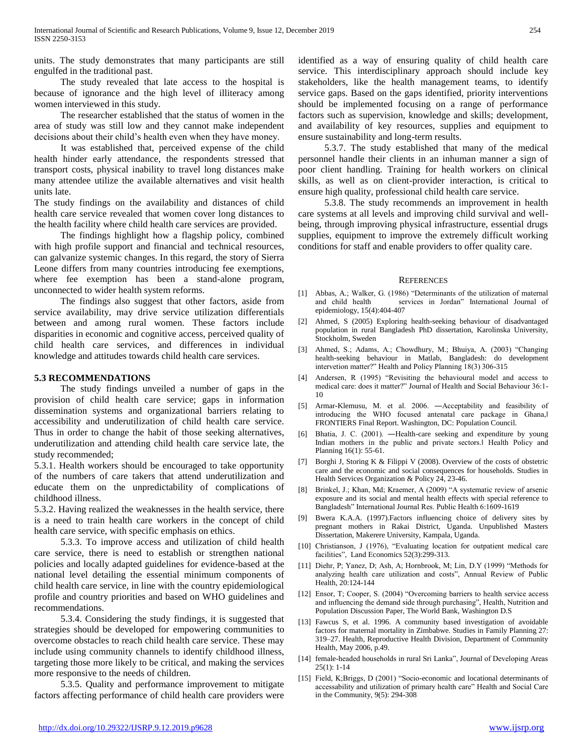units. The study demonstrates that many participants are still engulfed in the traditional past.

The study revealed that late access to the hospital is because of ignorance and the high level of illiteracy among women interviewed in this study.

The researcher established that the status of women in the area of study was still low and they cannot make independent decisions about their child's health even when they have money.

It was established that, perceived expense of the child health hinder early attendance, the respondents stressed that transport costs, physical inability to travel long distances make many attendee utilize the available alternatives and visit health units late.

The study findings on the availability and distances of child health care service revealed that women cover long distances to the health facility where child health care services are provided.

The findings highlight how a flagship policy, combined with high profile support and financial and technical resources, can galvanize systemic changes. In this regard, the story of Sierra Leone differs from many countries introducing fee exemptions, where fee exemption has been a stand-alone program, unconnected to wider health system reforms.

The findings also suggest that other factors, aside from service availability, may drive service utilization differentials between and among rural women. These factors include disparities in economic and cognitive access, perceived quality of child health care services, and differences in individual knowledge and attitudes towards child health care services.

### 5.3 RECOMMENDATIONS

The study findings unveiled a number of gaps in the provision of child health care service; gaps in information dissemination systems and organizational barriers relating to accessibility and underutilization of child health care service. Thus in order to change the habit of those seeking alternatives, underutilization and attending child health care service late, the study recommended;

5.3.1. Health workers should be encouraged to take opportunity of the numbers of care takers that attend underutilization and educate them on the unpredictability of complications of childhood illness.

5.3.2. Having realized the weaknesses in the health service, there is a need to train health care workers in the concept of child health care service, with specific emphasis on ethics.

5.3.3. To improve access and utilization of child health care service, there is need to establish or strengthen national policies and locally adapted guidelines for evidence-based at the national level detailing the essential minimum components of child health care service, in line with the country epidemiological profile and country priorities and based on WHO guidelines and recommendations.

5.3.4. Considering the study findings, it is suggested that strategies should be developed for empowering communities to overcome obstacles to reach child health care service. These may include using community channels to identify childhood illness, targeting those more likely to be critical, and making the services more responsive to the needs of children.

5.3.5. Quality and performance improvement to mitigate factors affecting performance of child health care providers were identified as a way of ensuring quality of child health care service. This interdisciplinary approach should include key stakeholders, like the health management teams, to identify service gaps. Based on the gaps identified, priority interventions should be implemented focusing on a range of performance factors such as supervision, knowledge and skills; development, and availability of key resources, supplies and equipment to ensure sustainability and long-term results.

5.3.7. The study established that many of the medical personnel handle their clients in an inhuman manner a sign of poor client handling. Training for health workers on clinical skills, as well as on client-provider interaction, is critical to ensure high quality, professional child health care service.

5.3.8. The study recommends an improvement in health care systems at all levels and improving child survival and well-being, through improving physical infrastructure, essential drugs supplies, equipment to improve the extremely difficult working conditions for staff and enable providers to offer quality care.

## REFERENCES

[1] Abbas, A.; Walker, G. (1986) "Determinants of the utilization of maternal and child health services in Jordan" International Journal of epidemiology, 15(4):404-407

[2] Ahmed, S (2005) Exploring health-seeking behaviour of disadvantaged population in rural Bangladesh PhD dissertation, Karolinska University, Stockholm, Sweden

[3] Ahmed, S.; Adams, A.; Chowdhury, M.; Bhuiya, A. (2003) "Changing health-seeking behaviour in Matlab, Bangladesh: do development intervention matter?" Health and Policy Planning 18(3) 306-315

[4] Andersen, R (1995) "Revisiting the behavioural model and access to medical care: does it matter?" Journal of Health and Social Behaviour 36:1-10

[5] Armar-Klemusu, M. et al. 2006. ―Acceptability and feasibility of introducing the WHO focused antenatal care package in Ghana,‖ FRONTIERS Final Report. Washington, DC: Population Council.

[6] Bhatia, J. C. (2001). ―Health-care seeking and expenditure by young Indian mothers in the public and private sectors.‖ Health Policy and Planning 16(1): 55-61.

[7] Borghi J, Storing K & Filippi V (2008). Overview of the costs of obstetric care and the economic and social consequences for households. Studies in Health Services Organization & Policy 24, 23-46.

[8] Brinkel, J.; Khan, Md; Kraemer, A (2009) "A systematic review of arsenic exposure and its social and mental health effects with special reference to Bangladesh" International Journal Res. Public Health 6:1609-1619

[9] Bwera K.A.A. (1997).Factors influencing choice of delivery sites by pregnant mothers in Rakai District, Uganda. Unpublished Masters Dissertation, Makerere University, Kampala, Uganda.

[10] Christianson, J (1976), "Evaluating location for outpatient medical care facilities", Land Economics 52(3):299-313.

[11] Diehr, P; Yanez, D; Ash, A; Hornbrook, M; Lin, D.Y (1999) "Methods for analyzing health care utilization and costs", Annual Review of Public Health, 20:124-144

[12] Ensor, T; Cooper, S. (2004) "Overcoming barriers to health service access and influencing the demand side through purchasing", Health, Nutrition and Population Discussion Paper, The World Bank, Washington D.S

[13] Fawcus S, et al. 1996. A community based investigation of avoidable factors for maternal mortality in Zimbabwe. Studies in Family Planning 27: 319–27. Health, Reproductive Health Division, Department of Community Health, May 2006, p.49.

[14] female-headed households in rural Sri Lanka", Journal of Developing Areas 25(1): 1-14

[15] Field, K;Briggs, D (2001) "Socio-economic and locational determinants of accessability and utilization of primary health care" Health and Social Care in the Community, 9(5): 294-308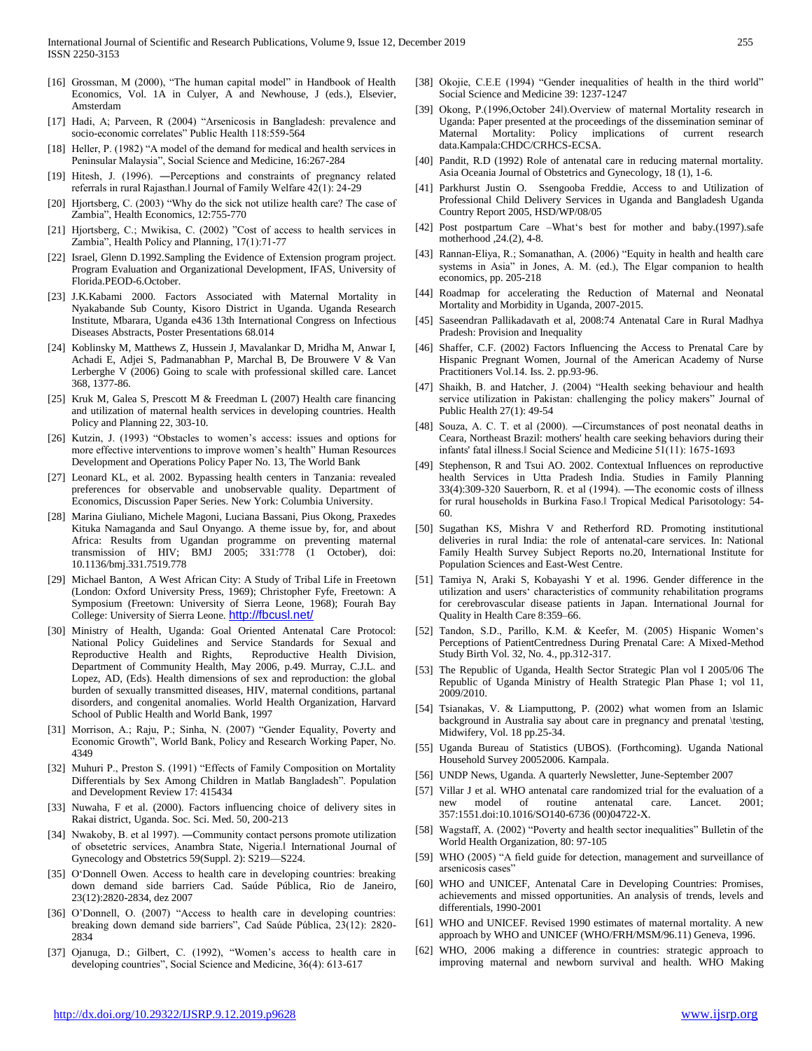[16] Grossman, M (2000), "The human capital model" in Handbook of Health Economics, Vol. 1A in Culyer, A and Newhouse, J (eds.), Elsevier, Amsterdam

[17] Hadi, A; Parveen, R (2004) "Arsenicosis in Bangladesh: prevalence and socio-economic correlates" Public Health 118:559-564

[18] Heller, P. (1982) "A model of the demand for medical and health services in Peninsular Malaysia", Social Science and Medicine, 16:267-284

[19] Hitesh, J. (1996). ―Perceptions and constraints of pregnancy related referrals in rural Rajasthan.‖ Journal of Family Welfare 42(1): 24-29

[20] Hjortsberg, C. (2003) "Why do the sick not utilize health care? The case of Zambia", Health Economics, 12:755-770

[21] Hjortsberg, C.; Mwikisa, C. (2002) "Cost of access to health services in Zambia", Health Policy and Planning, 17(1):71-77

[22] Israel, Glenn D.1992.Sampling the Evidence of Extension program project. Program Evaluation and Organizational Development, IFAS, University of Florida.PEOD-6.October.

[23] J.K.Kabami 2000. Factors Associated with Maternal Mortality in Nyakabande Sub County, Kisoro District in Uganda. Uganda Research Institute, Mbarara, Uganda e436 13th International Congress on Infectious Diseases Abstracts, Poster Presentations 68.014

[24] Koblinsky M, Matthews Z, Hussein J, Mavalankar D, Mridha M, Anwar I, Achadi E, Adjei S, Padmanabhan P, Marchal B, De Brouwere V & Van Lerberghe V (2006) Going to scale with professional skilled care. Lancet 368, 1377-86.

[25] Kruk M, Galea S, Prescott M & Freedman L (2007) Health care financing and utilization of maternal health services in developing countries. Health Policy and Planning 22, 303-10.

[26] Kutzin, J. (1993) "Obstacles to women's access: issues and options for more effective interventions to improve women's health" Human Resources Development and Operations Policy Paper No. 13, The World Bank

[27] Leonard KL, et al. 2002. Bypassing health centers in Tanzania: revealed preferences for observable and unobservable quality. Department of Economics, Discussion Paper Series. New York: Columbia University.

[28] Marina Giuliano, Michele Magoni, Luciana Bassani, Pius Okong, Praxedes Kituka Namaganda and Saul Onyango. A theme issue by, for, and about Africa: Results from Ugandan programme on preventing maternal transmission of HIV; BMJ 2005; 331:778 (1 October), doi: 10.1136/bmj.331.7519.778

[29] Michael Banton, A West African City: A Study of Tribal Life in Freetown (London: Oxford University Press, 1969); Christopher Fyfe, Freetown: A Symposium (Freetown: University of Sierra Leone, 1968); Fourah Bay College: University of Sierra Leone. http://fbcusl.net/

[30] Ministry of Health, Uganda: Goal Oriented Antenatal Care Protocol: National Policy Guidelines and Service Standards for Sexual and Reproductive Health and Rights, Reproductive Health Division, Department of Community Health, May 2006, p.49. Murray, C.J.L. and Lopez, AD, (Eds). Health dimensions of sex and reproduction: the global burden of sexually transmitted diseases, HIV, maternal conditions, partanal disorders, and congenital anomalies. World Health Organization, Harvard School of Public Health and World Bank, 1997

[31] Morrison, A.; Raju, P.; Sinha, N. (2007) "Gender Equality, Poverty and Economic Growth", World Bank, Policy and Research Working Paper, No. 4349

[32] Muhuri P., Preston S. (1991) "Effects of Family Composition on Mortality Differentials by Sex Among Children in Matlab Bangladesh". Population and Development Review 17: 415434

[33] Nuwaha, F et al. (2000). Factors influencing choice of delivery sites in Rakai district, Uganda. Soc. Sci. Med. 50, 200-213

[34] Nwakoby, B. et al 1997). ―Community contact persons promote utilization of obsetetric services, Anambra State, Nigeria.‖ International Journal of Gynecology and Obstetrics 59(Suppl. 2): S219—S224.

[35] O'Donnell Owen. Access to health care in developing countries: breaking down demand side barriers Cad. Saúde Pública, Rio de Janeiro, 23(12):2820-2834, dez 2007

[36] O'Donnell, O. (2007) "Access to health care in developing countries: breaking down demand side barriers", Cad Saúde Pública, 23(12): 2820-2834

[37] Ojanuga, D.; Gilbert, C. (1992), "Women's access to health care in developing countries", Social Science and Medicine, 36(4): 613-617

[38] Okojie, C.E.E (1994) "Gender inequalities of health in the third world" Social Science and Medicine 39: 1237-1247

[39] Okong, P.(1996,October 24‖).Overview of maternal Mortality research in Uganda: Paper presented at the proceedings of the dissemination seminar of Maternal Mortality: Policy implications of current research data.Kampala:CHDC/CRHCS-ECSA.

[40] Pandit, R.D (1992) Role of antenatal care in reducing maternal mortality. Asia Oceania Journal of Obstetrics and Gynecology, 18 (1), 1-6.

[41] Parkhurst Justin O. Ssengooba Freddie, Access to and Utilization of Professional Child Delivery Services in Uganda and Bangladesh Uganda Country Report 2005, HSD/WP/08/05

[42] Post postpartum Care –What's best for mother and baby.(1997).safe motherhood ,24.(2), 4-8.

[43] Rannan-Eliya, R.; Somanathan, A. (2006) "Equity in health and health care systems in Asia" in Jones, A. M. (ed.), The Elgar companion to health economics, pp. 205-218

[44] Roadmap for accelerating the Reduction of Maternal and Neonatal Mortality and Morbidity in Uganda, 2007-2015.

[45] Saseendran Pallikadavath et al, 2008:74 Antenatal Care in Rural Madhya Pradesh: Provision and Inequality

[46] Shaffer, C.F. (2002) Factors Influencing the Access to Prenatal Care by Hispanic Pregnant Women, Journal of the American Academy of Nurse Practitioners Vol.14. Iss. 2. pp.93-96.

[47] Shaikh, B. and Hatcher, J. (2004) "Health seeking behaviour and health service utilization in Pakistan: challenging the policy makers" Journal of Public Health 27(1): 49-54

[48] Souza, A. C. T. et al (2000). ―Circumstances of post neonatal deaths in Ceara, Northeast Brazil: mothers' health care seeking behaviors during their infants' fatal illness.‖ Social Science and Medicine 51(11): 1675-1693

[49] Stephenson, R and Tsui AO. 2002. Contextual Influences on reproductive health Services in Utta Pradesh India. Studies in Family Planning 33(4):309-320 Sauerborn, R. et al (1994). ―The economic costs of illness for rural households in Burkina Faso.‖ Tropical Medical Parisotology: 54-60.

[50] Sugathan KS, Mishra V and Retherford RD. Promoting institutional deliveries in rural India: the role of antenatal-care services. In: National Family Health Survey Subject Reports no.20, International Institute for Population Sciences and East-West Centre.

[51] Tamiya N, Araki S, Kobayashi Y et al. 1996. Gender difference in the utilization and users' characteristics of community rehabilitation programs for cerebrovascular disease patients in Japan. International Journal for Quality in Health Care 8:359–66.

[52] Tandon, S.D., Parillo, K.M. & Keefer, M. (2005) Hispanic Women's Perceptions of PatientCentredness During Prenatal Care: A Mixed-Method Study Birth Vol. 32, No. 4., pp.312-317.

[53] The Republic of Uganda, Health Sector Strategic Plan vol I 2005/06 The Republic of Uganda Ministry of Health Strategic Plan Phase 1; vol 11, 2009/2010.

[54] Tsianakas, V. & Liamputtong, P. (2002) what women from an Islamic background in Australia say about care in pregnancy and prenatal \testing, Midwifery, Vol. 18 pp.25-34.

[55] Uganda Bureau of Statistics (UBOS). (Forthcoming). Uganda National Household Survey 20052006. Kampala.

[56] UNDP News, Uganda. A quarterly Newsletter, June-September 2007

[57] Villar J et al. WHO antenatal care randomized trial for the evaluation of a new model of routine antenatal care. Lancet. 2001; 357:1551.doi:10.1016/SO140-6736 (00)04722-X.

[58] Wagstaff, A. (2002) "Poverty and health sector inequalities" Bulletin of the World Health Organization, 80: 97-105

[59] WHO (2005) "A field guide for detection, management and surveillance of arsenicosis cases"

[60] WHO and UNICEF, Antenatal Care in Developing Countries: Promises, achievements and missed opportunities. An analysis of trends, levels and differentials, 1990-2001

[61] WHO and UNICEF. Revised 1990 estimates of maternal mortality. A new approach by WHO and UNICEF (WHO/FRH/MSM/96.11) Geneva, 1996.

[62] WHO, 2006 making a difference in countries: strategic approach to improving maternal and newborn survival and health. WHO Making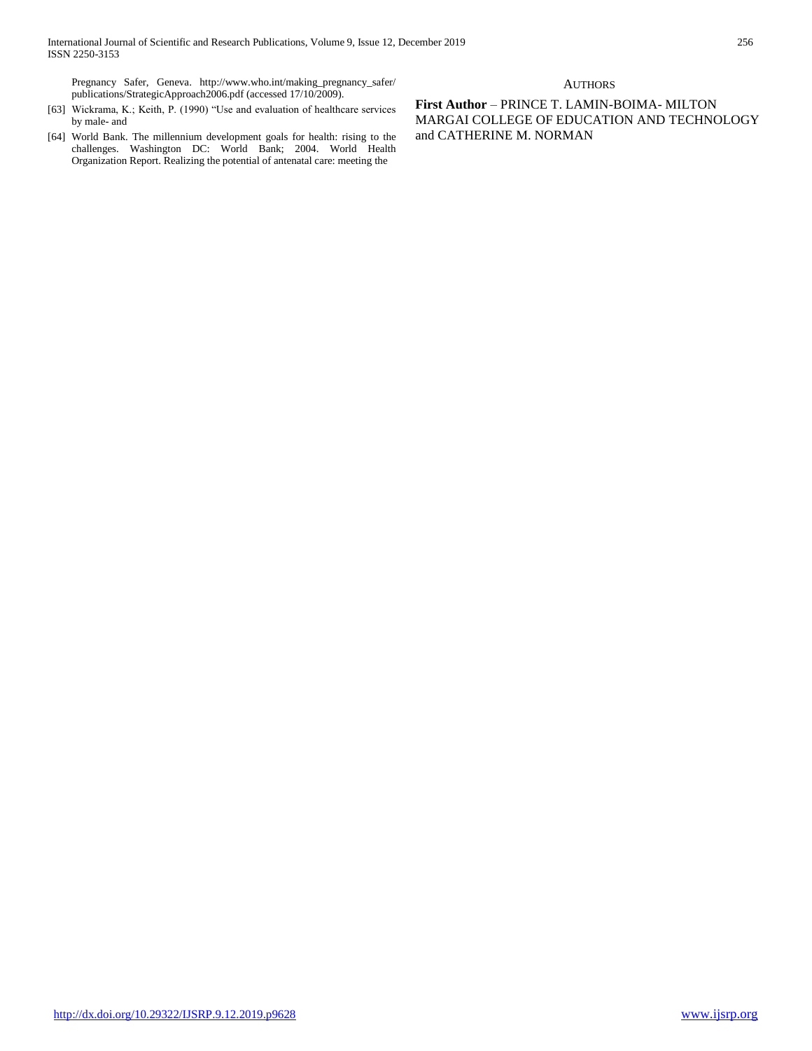Pregnancy Safer, Geneva. http://www.who.int/making_pregnancy_safer/publications/StrategicApproach2006.pdf (accessed 17/10/2009).

[63] Wickrama, K.; Keith, P. (1990) "Use and evaluation of healthcare services by male- and

[64] World Bank. The millennium development goals for health: rising to the challenges. Washington DC: World Bank; 2004. World Health Organization Report. Realizing the potential of antenatal care: meeting the

## Authors

**First Author** – PRINCE T. LAMIN-BOIMA- MILTON MARGAI COLLEGE OF EDUCATION AND TECHNOLOGY and CATHERINE M. NORMAN